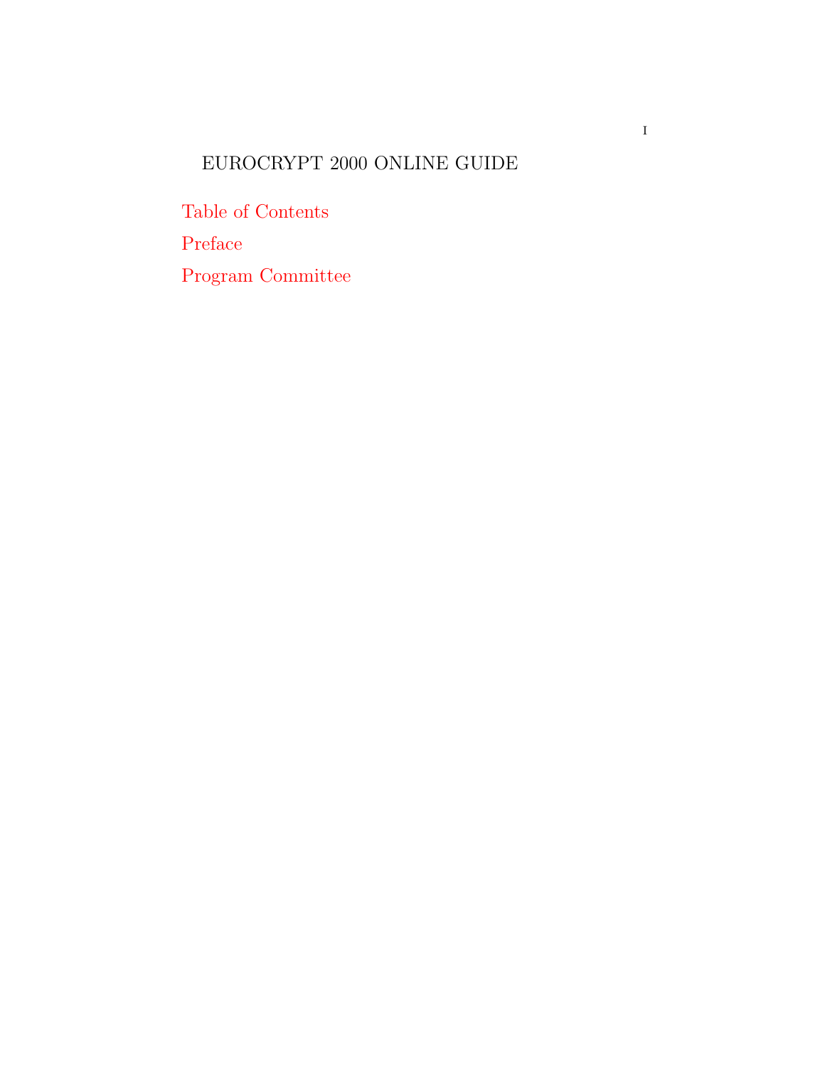# EUROCRYPT 2000 ONLINE GUIDE

Table of Contents

Preface

Program Committee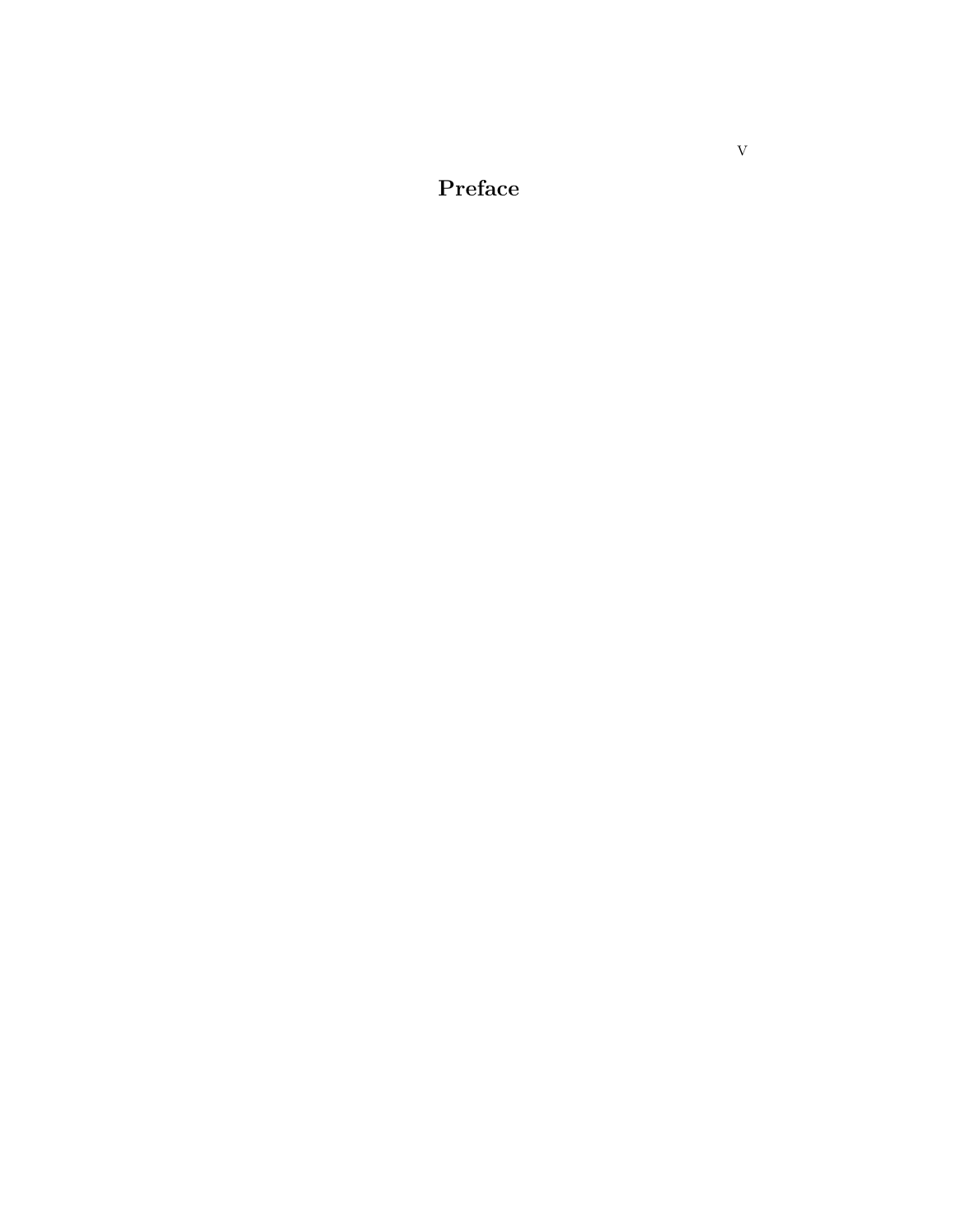# Preface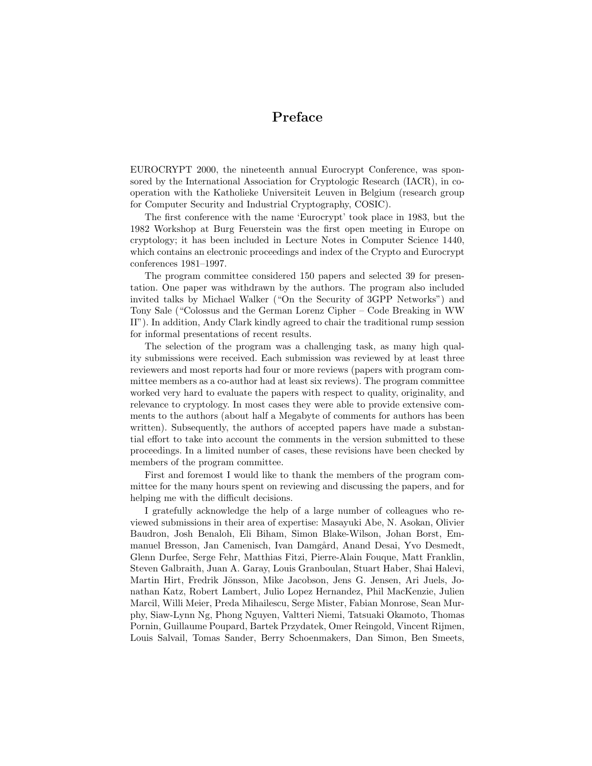# Preface

EUROCRYPT 2000, the nineteenth annual Eurocrypt Conference, was sponsored by the International Association for Cryptologic Research (IACR), in cooperation with the Katholieke Universiteit Leuven in Belgium (research group for Computer Security and Industrial Cryptography, COSIC).

The first conference with the name 'Eurocrypt' took place in 1983, but the 1982 Workshop at Burg Feuerstein was the first open meeting in Europe on cryptology; it has been included in Lecture Notes in Computer Science 1440, which contains an electronic proceedings and index of the Crypto and Eurocrypt conferences 1981–1997.

The program committee considered 150 papers and selected 39 for presentation. One paper was withdrawn by the authors. The program also included invited talks by Michael Walker ("On the Security of 3GPP Networks") and Tony Sale ("Colossus and the German Lorenz Cipher – Code Breaking in WW II"). In addition, Andy Clark kindly agreed to chair the traditional rump session for informal presentations of recent results.

The selection of the program was a challenging task, as many high quality submissions were received. Each submission was reviewed by at least three reviewers and most reports had four or more reviews (papers with program committee members as a co-author had at least six reviews). The program committee worked very hard to evaluate the papers with respect to quality, originality, and relevance to cryptology. In most cases they were able to provide extensive comments to the authors (about half a Megabyte of comments for authors has been written). Subsequently, the authors of accepted papers have made a substantial effort to take into account the comments in the version submitted to these proceedings. In a limited number of cases, these revisions have been checked by members of the program committee.

First and foremost I would like to thank the members of the program committee for the many hours spent on reviewing and discussing the papers, and for helping me with the difficult decisions.

I gratefully acknowledge the help of a large number of colleagues who reviewed submissions in their area of expertise: Masayuki Abe, N. Asokan, Olivier Baudron, Josh Benaloh, Eli Biham, Simon Blake-Wilson, Johan Borst, Emmanuel Bresson, Jan Camenisch, Ivan Damgård, Anand Desai, Yvo Desmedt, Glenn Durfee, Serge Fehr, Matthias Fitzi, Pierre-Alain Fouque, Matt Franklin, Steven Galbraith, Juan A. Garay, Louis Granboulan, Stuart Haber, Shai Halevi, Martin Hirt, Fredrik Jönsson, Mike Jacobson, Jens G. Jensen, Ari Juels, Jonathan Katz, Robert Lambert, Julio Lopez Hernandez, Phil MacKenzie, Julien Marcil, Willi Meier, Preda Mihailescu, Serge Mister, Fabian Monrose, Sean Murphy, Siaw-Lynn Ng, Phong Nguyen, Valtteri Niemi, Tatsuaki Okamoto, Thomas Pornin, Guillaume Poupard, Bartek Przydatek, Omer Reingold, Vincent Rijmen, Louis Salvail, Tomas Sander, Berry Schoenmakers, Dan Simon, Ben Smeets,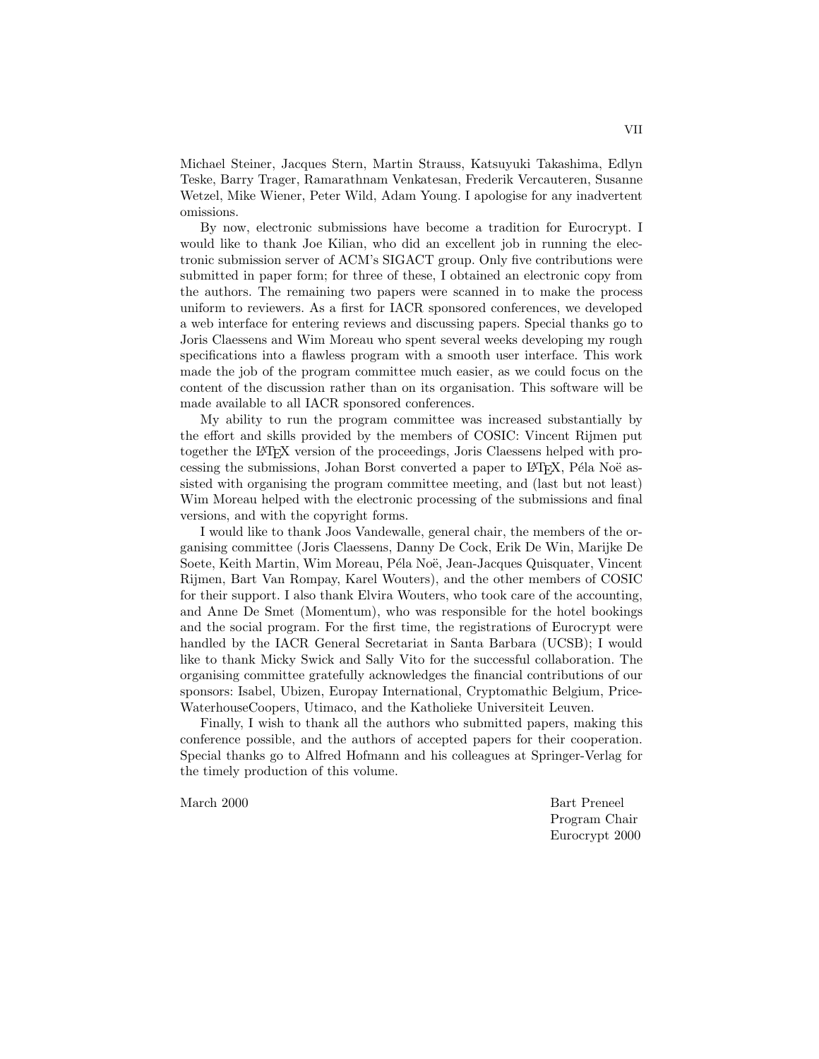Michael Steiner, Jacques Stern, Martin Strauss, Katsuyuki Takashima, Edlyn Teske, Barry Trager, Ramarathnam Venkatesan, Frederik Vercauteren, Susanne Wetzel, Mike Wiener, Peter Wild, Adam Young. I apologise for any inadvertent omissions.

By now, electronic submissions have become a tradition for Eurocrypt. I would like to thank Joe Kilian, who did an excellent job in running the electronic submission server of ACM's SIGACT group. Only five contributions were submitted in paper form; for three of these, I obtained an electronic copy from the authors. The remaining two papers were scanned in to make the process uniform to reviewers. As a first for IACR sponsored conferences, we developed a web interface for entering reviews and discussing papers. Special thanks go to Joris Claessens and Wim Moreau who spent several weeks developing my rough specifications into a flawless program with a smooth user interface. This work made the job of the program committee much easier, as we could focus on the content of the discussion rather than on its organisation. This software will be made available to all IACR sponsored conferences.

My ability to run the program committee was increased substantially by the effort and skills provided by the members of COSIC: Vincent Rijmen put together the LaTeX version of the proceedings, Joris Claessens helped with processing the submissions, Johan Borst converted a paper to LaTeX, Péla Noë assisted with organising the program committee meeting, and (last but not least) Wim Moreau helped with the electronic processing of the submissions and final versions, and with the copyright forms.

I would like to thank Joos Vandewalle, general chair, the members of the organising committee (Joris Claessens, Danny De Cock, Erik De Win, Marijke De Soete, Keith Martin, Wim Moreau, Péla Noë, Jean-Jacques Quisquater, Vincent Rijmen, Bart Van Rompay, Karel Wouters), and the other members of COSIC for their support. I also thank Elvira Wouters, who took care of the accounting, and Anne De Smet (Momentum), who was responsible for the hotel bookings and the social program. For the first time, the registrations of Eurocrypt were handled by the IACR General Secretariat in Santa Barbara (UCSB); I would like to thank Micky Swick and Sally Vito for the successful collaboration. The organising committee gratefully acknowledges the financial contributions of our sponsors: Isabel, Ubizen, Europay International, Cryptomathic Belgium, PriceWaterhouseCoopers, Utimaco, and the Katholieke Universiteit Leuven.

Finally, I wish to thank all the authors who submitted papers, making this conference possible, and the authors of accepted papers for their cooperation. Special thanks go to Alfred Hofmann and his colleagues at Springer-Verlag for the timely production of this volume.

March 2000

Bart Preneel
Program Chair
Eurocrypt 2000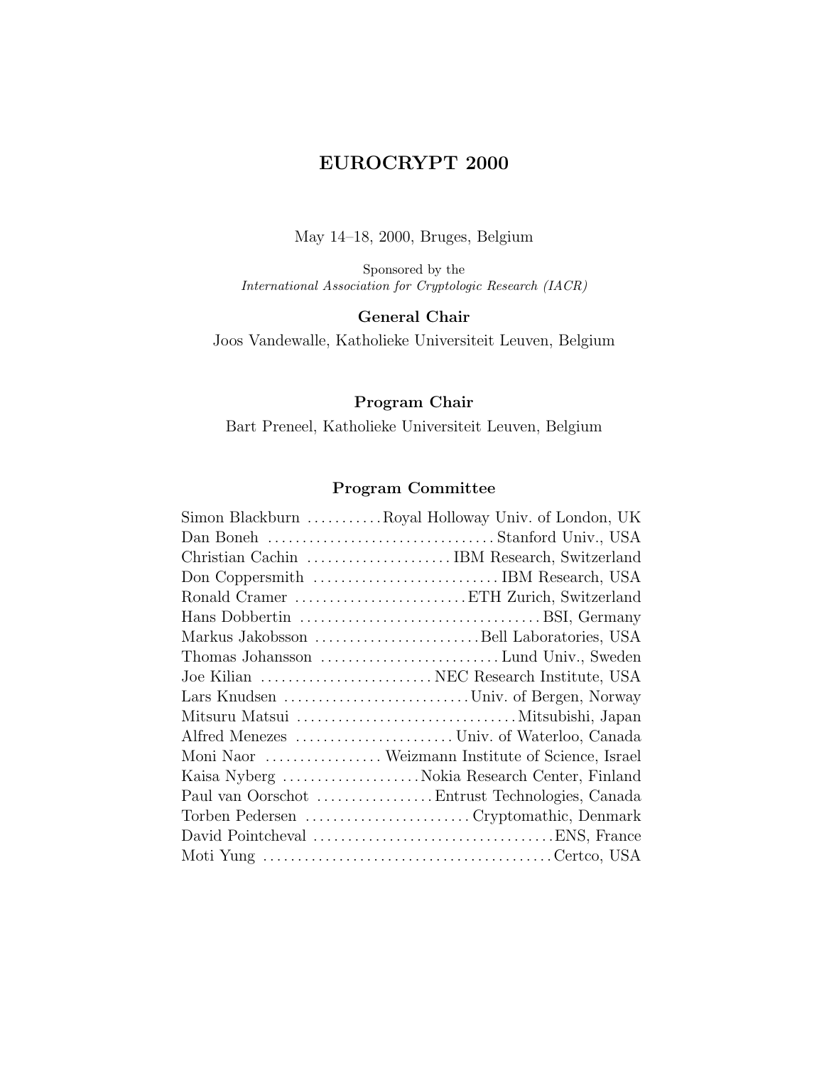# EUROCRYPT 2000

May 14–18, 2000, Bruges, Belgium

Sponsored by the
*International Association for Cryptologic Research (IACR)*

**General Chair**

Joos Vandewalle, Katholieke Universiteit Leuven, Belgium

**Program Chair**

Bart Preneel, Katholieke Universiteit Leuven, Belgium

**Program Committee**

Simon Blackburn ........... Royal Holloway Univ. of London, UK
Dan Boneh ........... Stanford Univ., USA
Christian Cachin ........... IBM Research, Switzerland
Don Coppersmith ........... IBM Research, USA
Ronald Cramer ........... ETH Zurich, Switzerland
Hans Dobbertin ........... BSI, Germany
Markus Jakobsson ........... Bell Laboratories, USA
Thomas Johansson ........... Lund Univ., Sweden
Joe Kilian ........... NEC Research Institute, USA
Lars Knudsen ........... Univ. of Bergen, Norway
Mitsuru Matsui ........... Mitsubishi, Japan
Alfred Menezes ........... Univ. of Waterloo, Canada
Moni Naor ........... Weizmann Institute of Science, Israel
Kaisa Nyberg ........... Nokia Research Center, Finland
Paul van Oorschot ........... Entrust Technologies, Canada
Torben Pedersen ........... Cryptomathic, Denmark
David Pointcheval ........... ENS, France
Moti Yung ........... Certco, USA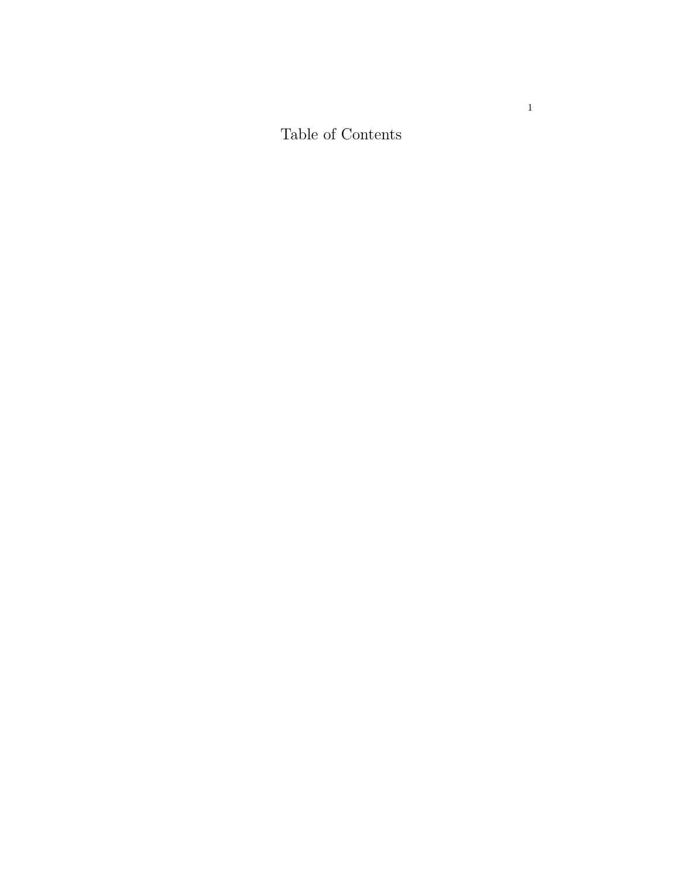# Table of Contents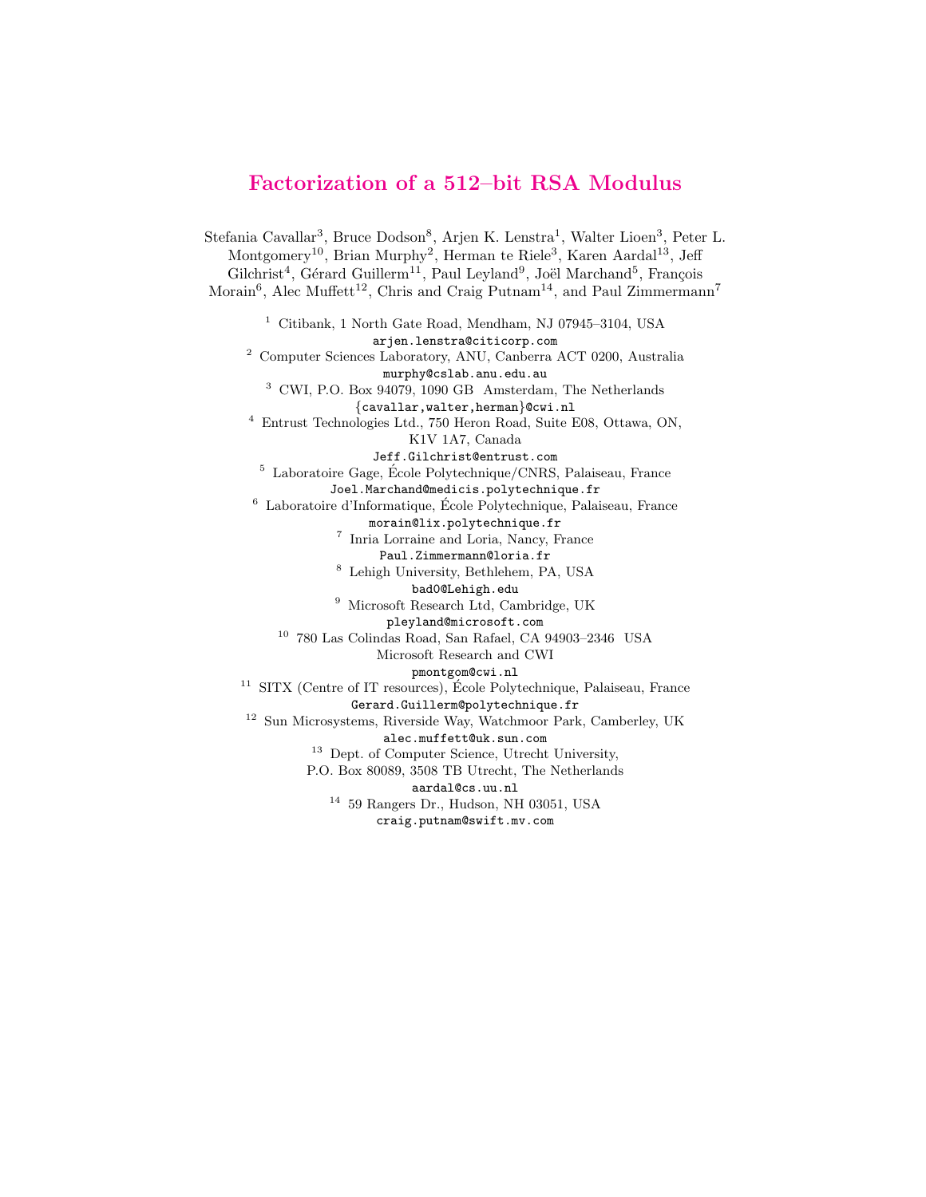# Factorization of a 512–bit RSA Modulus

Stefania Cavallar[3], Bruce Dodson[8], Arjen K. Lenstra[1], Walter Lioen[3], Peter L. Montgomery[10], Brian Murphy[2], Herman te Riele[3], Karen Aardal[13], Jeff Gilchrist[4], Gérard Guillerm[11], Paul Leyland[9], Joël Marchand[5], François Morain[6], Alec Muffett[12], Chris and Craig Putnam[14], and Paul Zimmermann[7]

[1] Citibank, 1 North Gate Road, Mendham, NJ 07945–3104, USA
`arjen.lenstra@citicorp.com`

[2] Computer Sciences Laboratory, ANU, Canberra ACT 0200, Australia
`murphy@cslab.anu.edu.au`

[3] CWI, P.O. Box 94079, 1090 GB Amsterdam, The Netherlands
`{cavallar,walter,herman}@cwi.nl`

[4] Entrust Technologies Ltd., 750 Heron Road, Suite E08, Ottawa, ON, K1V 1A7, Canada
`Jeff.Gilchrist@entrust.com`

[5] Laboratoire Gage, École Polytechnique/CNRS, Palaiseau, France
`Joel.Marchand@medicis.polytechnique.fr`

[6] Laboratoire d'Informatique, École Polytechnique, Palaiseau, France
`morain@lix.polytechnique.fr`

[7] Inria Lorraine and Loria, Nancy, France
`Paul.Zimmermann@loria.fr`

[8] Lehigh University, Bethlehem, PA, USA
`bad0@Lehigh.edu`

[9] Microsoft Research Ltd, Cambridge, UK
`pleyland@microsoft.com`

[10] 780 Las Colindas Road, San Rafael, CA 94903–2346 USA
Microsoft Research and CWI
`pmontgom@cwi.nl`

[11] SITX (Centre of IT resources), École Polytechnique, Palaiseau, France
`Gerard.Guillerm@polytechnique.fr`

[12] Sun Microsystems, Riverside Way, Watchmoor Park, Camberley, UK
`alec.muffett@uk.sun.com`

[13] Dept. of Computer Science, Utrecht University, P.O. Box 80089, 3508 TB Utrecht, The Netherlands
`aardal@cs.uu.nl`

[14] 59 Rangers Dr., Hudson, NH 03051, USA
`craig.putnam@swift.mv.com`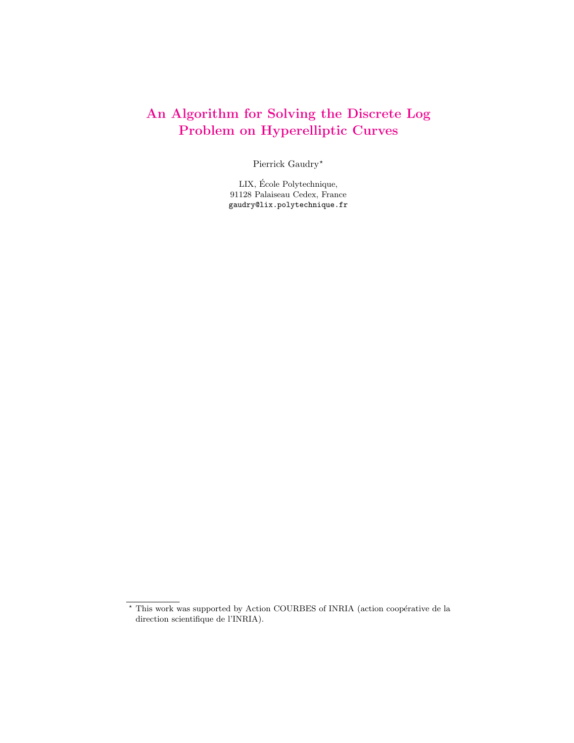# An Algorithm for Solving the Discrete Log Problem on Hyperelliptic Curves

Pierrick Gaudry*

LIX, École Polytechnique,
91128 Palaiseau Cedex, France
gaudry@lix.polytechnique.fr

---

* This work was supported by Action COURBES of INRIA (action coopérative de la direction scientifique de l'INRIA).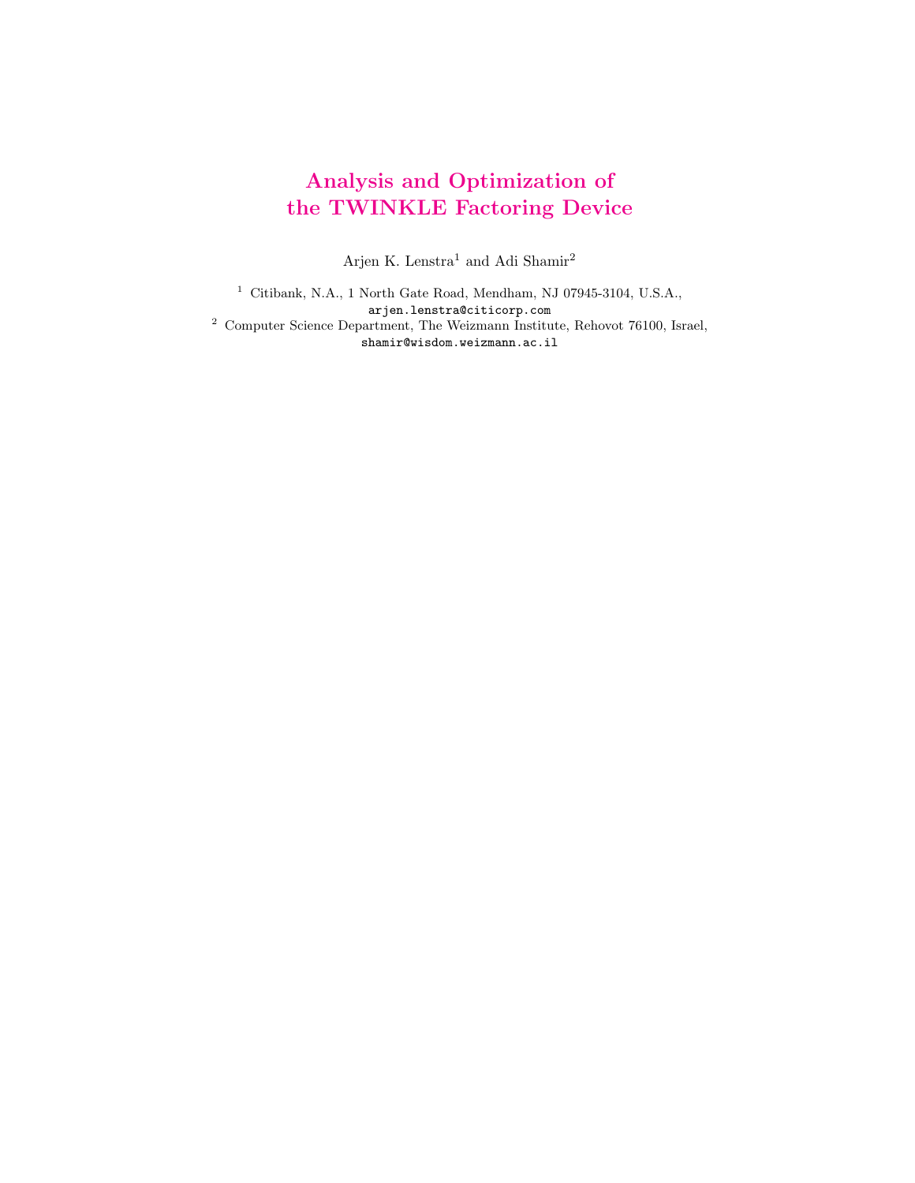# Analysis and Optimization of the TWINKLE Factoring Device

Arjen K. Lenstra[1] and Adi Shamir[2]

[1] Citibank, N.A., 1 North Gate Road, Mendham, NJ 07945-3104, U.S.A., `arjen.lenstra@citicorp.com`

[2] Computer Science Department, The Weizmann Institute, Rehovot 76100, Israel, `shamir@wisdom.weizmann.ac.il`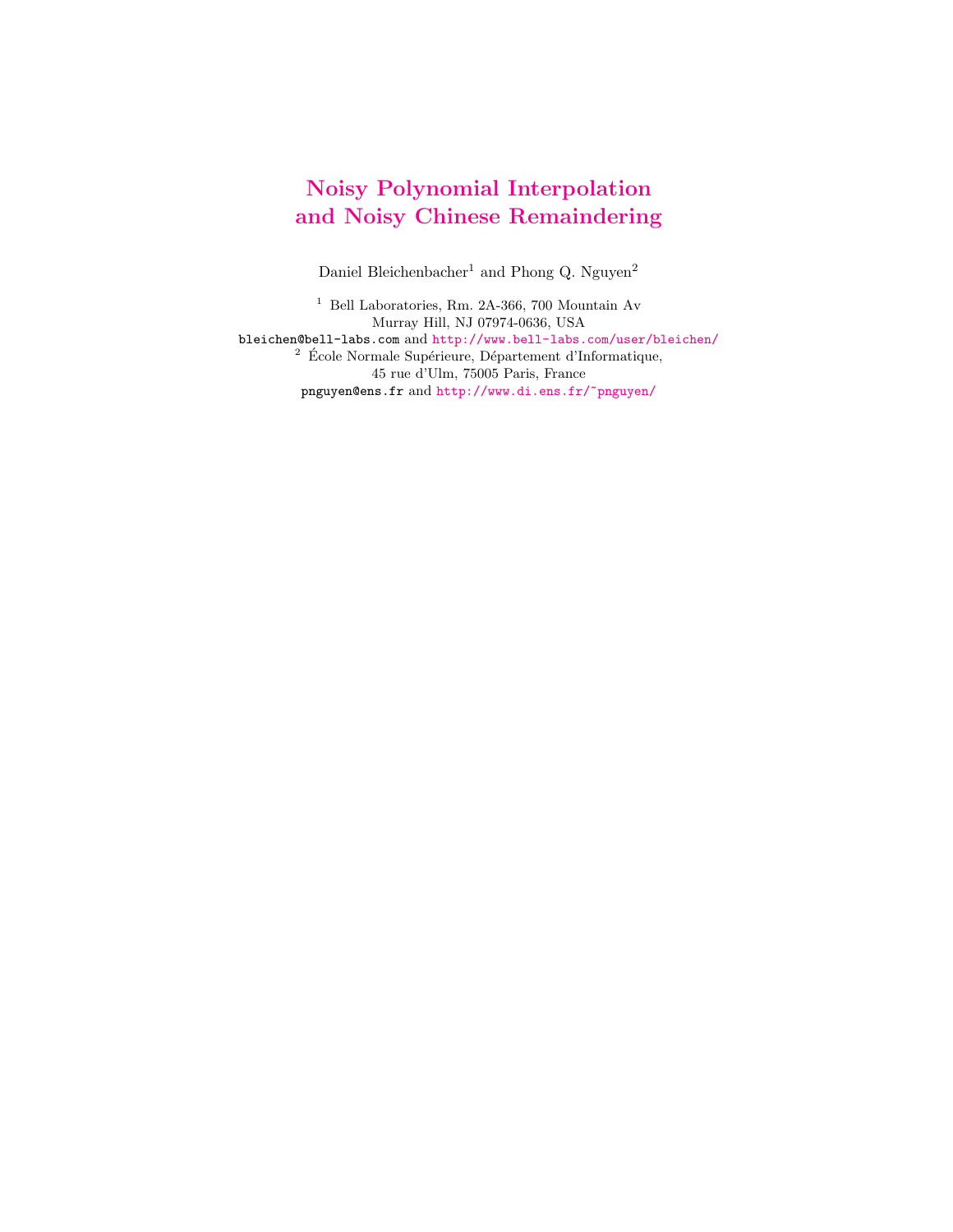# Noisy Polynomial Interpolation and Noisy Chinese Remaindering

Daniel Bleichenbacher[1] and Phong Q. Nguyen[2]

[1] Bell Laboratories, Rm. 2A-366, 700 Mountain Av
Murray Hill, NJ 07974-0636, USA
bleichen@bell-labs.com and http://www.bell-labs.com/user/bleichen/

[2] École Normale Supérieure, Département d'Informatique,
45 rue d'Ulm, 75005 Paris, France
pnguyen@ens.fr and http://www.di.ens.fr/~pnguyen/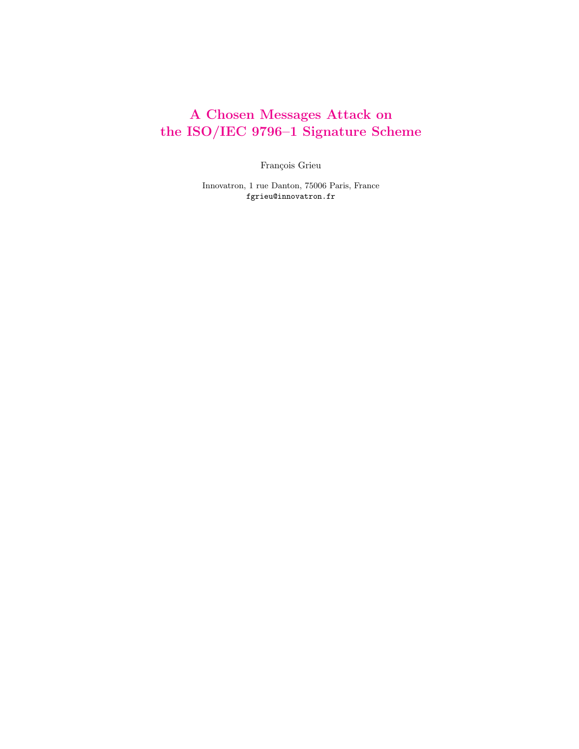# A Chosen Messages Attack on the ISO/IEC 9796–1 Signature Scheme

François Grieu

Innovatron, 1 rue Danton, 75006 Paris, France
fgrieu@innovatron.fr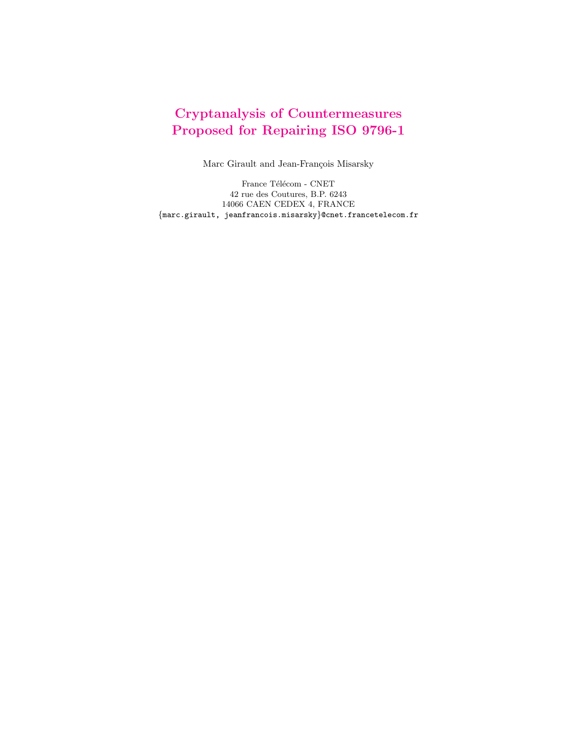# Cryptanalysis of Countermeasures Proposed for Repairing ISO 9796-1

Marc Girault and Jean-François Misarsky

France Télécom - CNET
42 rue des Coutures, B.P. 6243
14066 CAEN CEDEX 4, FRANCE
{marc.girault, jeanfrancois.misarsky}@cnet.francetelecom.fr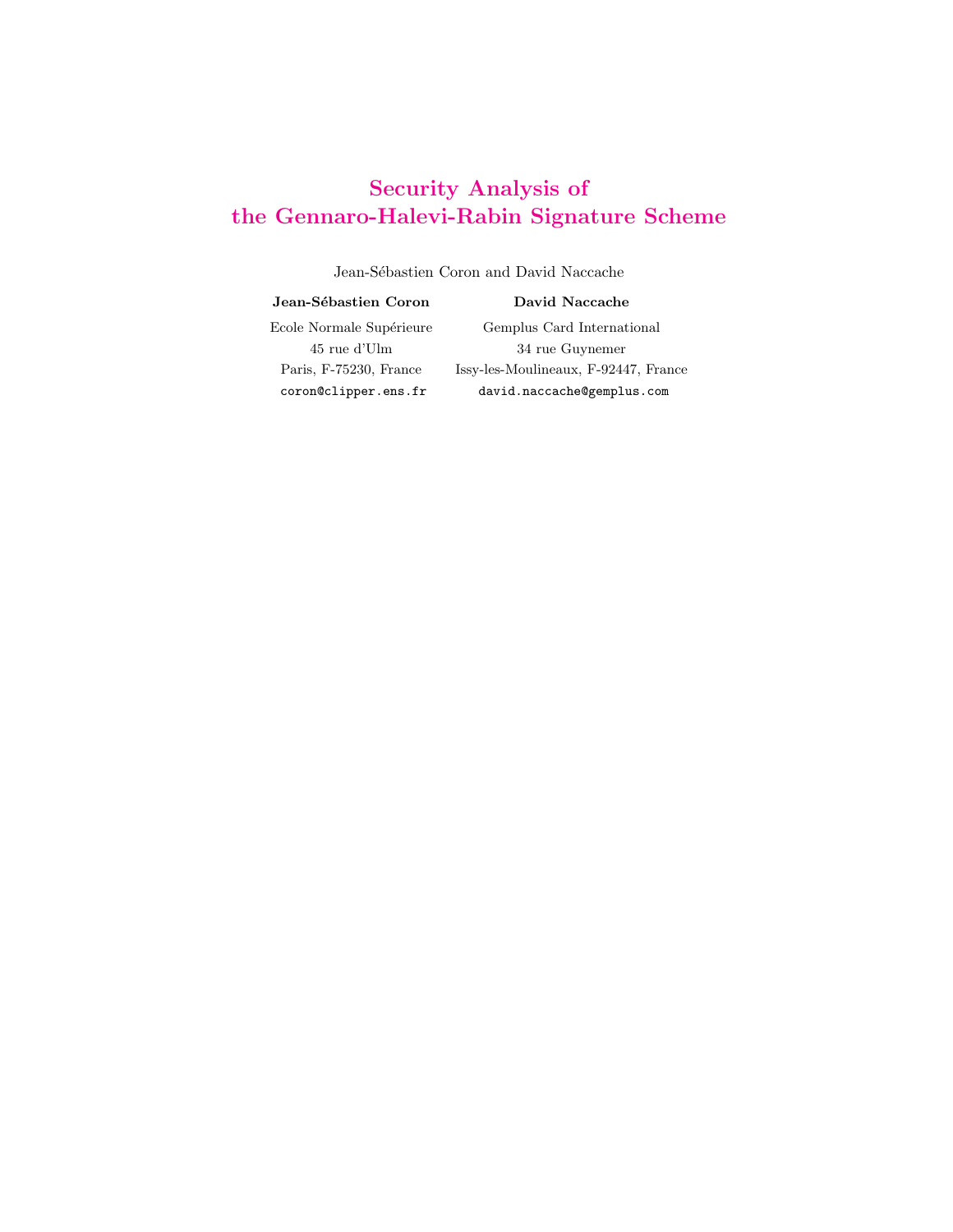# Security Analysis of the Gennaro-Halevi-Rabin Signature Scheme

Jean-Sébastien Coron and David Naccache

**Jean-Sébastien Coron**

Ecole Normale Supérieure
45 rue d'Ulm
Paris, F-75230, France
`coron@clipper.ens.fr`

**David Naccache**

Gemplus Card International
34 rue Guynemer
Issy-les-Moulineaux, F-92447, France
`david.naccache@gemplus.com`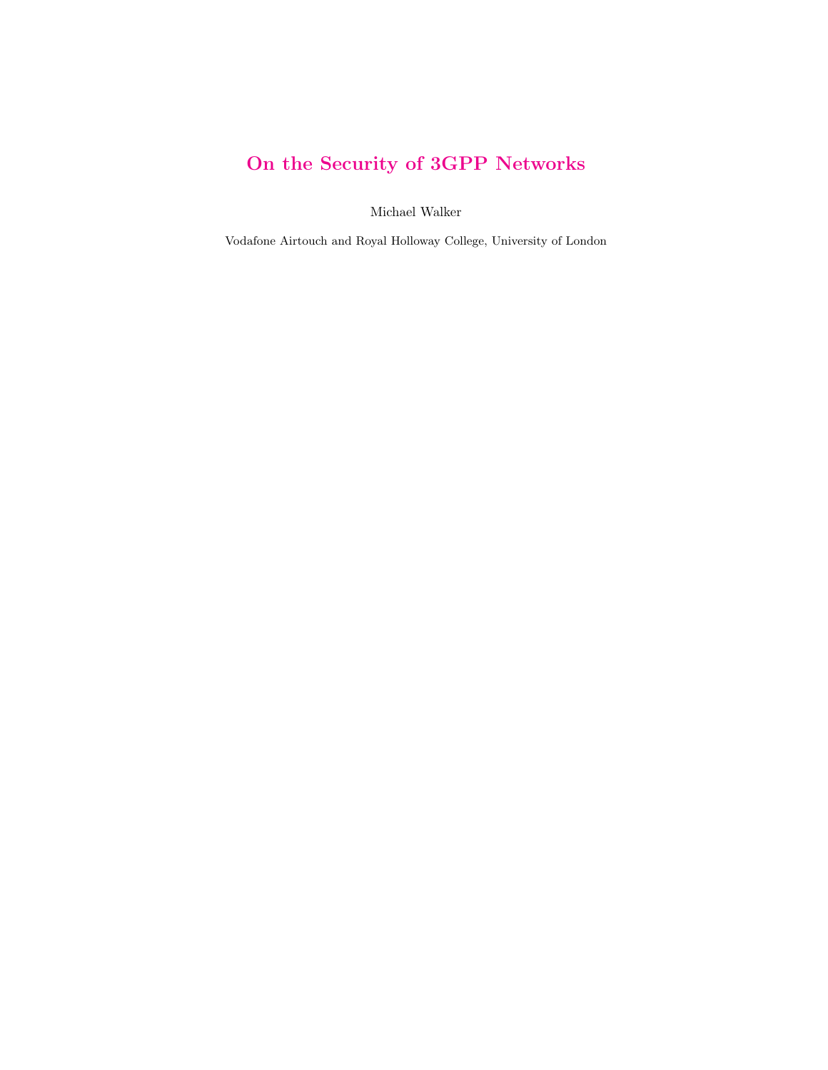# On the Security of 3GPP Networks

Michael Walker

Vodafone Airtouch and Royal Holloway College, University of London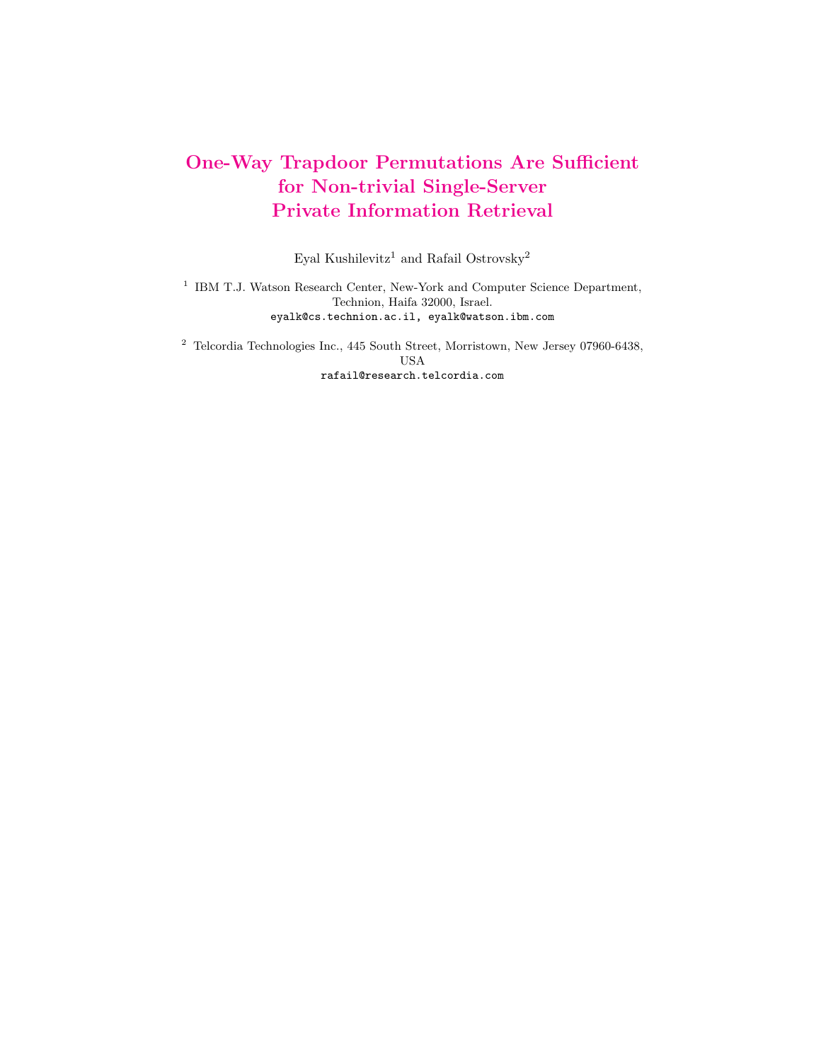# One-Way Trapdoor Permutations Are Sufficient for Non-trivial Single-Server Private Information Retrieval

Eyal Kushilevitz[1] and Rafail Ostrovsky[2]

[1] IBM T.J. Watson Research Center, New-York and Computer Science Department, Technion, Haifa 32000, Israel.
eyalk@cs.technion.ac.il, eyalk@watson.ibm.com

[2] Telcordia Technologies Inc., 445 South Street, Morristown, New Jersey 07960-6438, USA
rafail@research.telcordia.com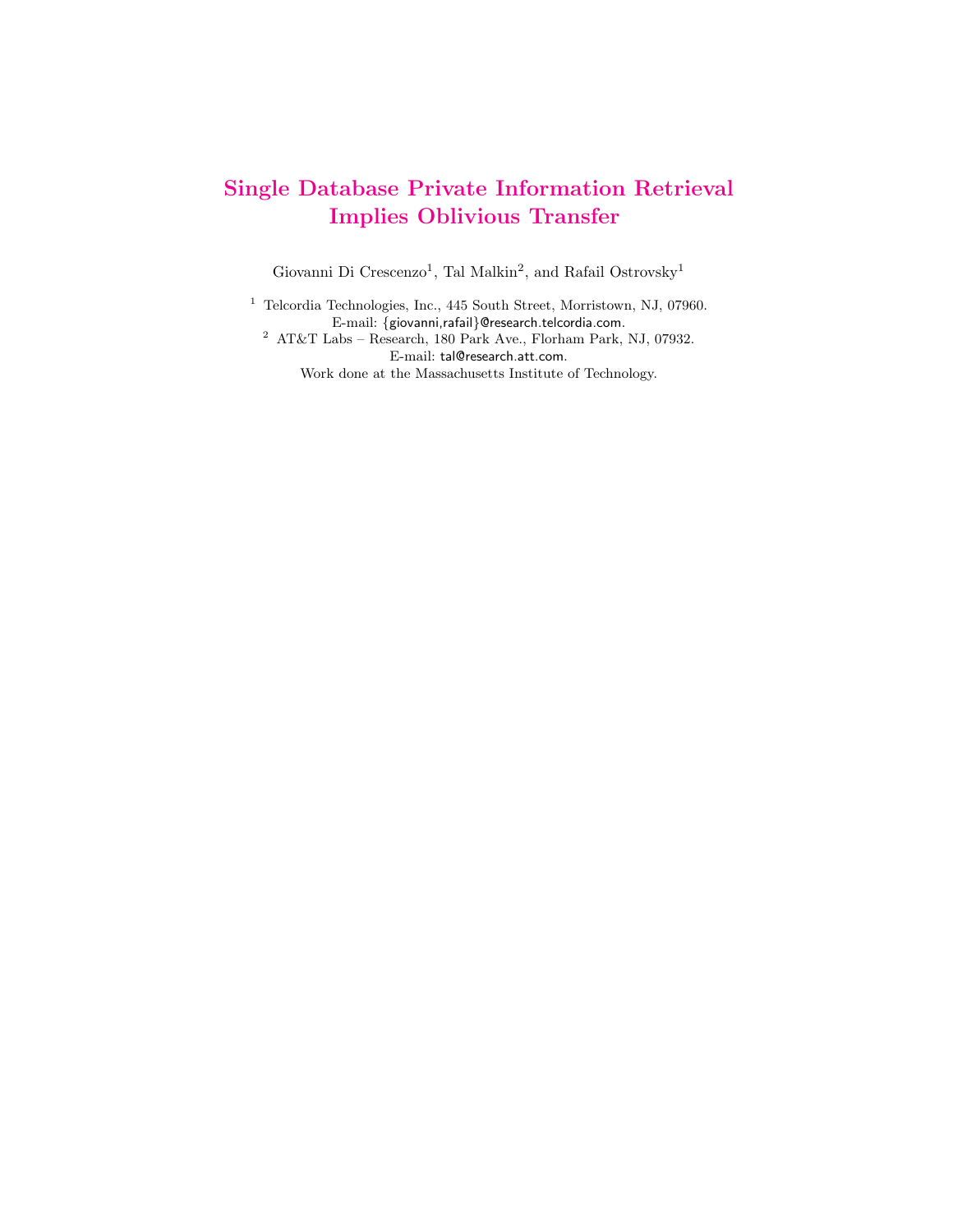# Single Database Private Information Retrieval Implies Oblivious Transfer

Giovanni Di Crescenzo[1], Tal Malkin[2], and Rafail Ostrovsky[1]

[1] Telcordia Technologies, Inc., 445 South Street, Morristown, NJ, 07960.
E-mail: {giovanni,rafail}@research.telcordia.com.

[2] AT&T Labs – Research, 180 Park Ave., Florham Park, NJ, 07932.
E-mail: tal@research.att.com.
Work done at the Massachusetts Institute of Technology.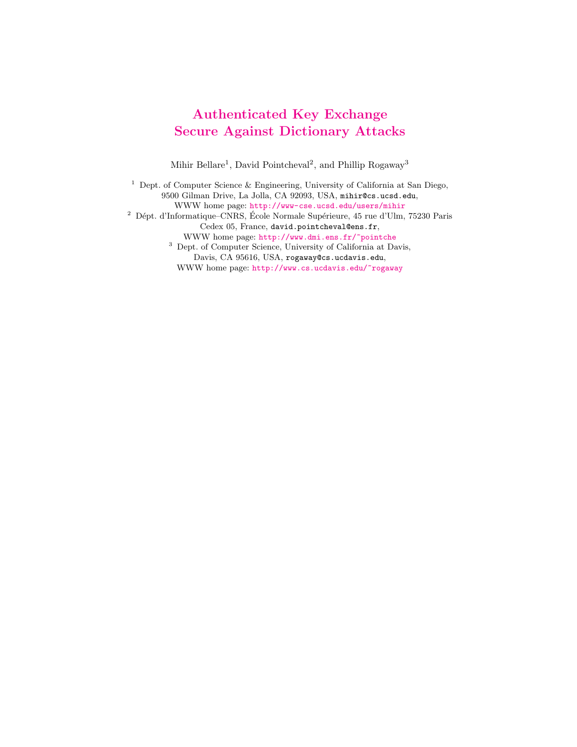# Authenticated Key Exchange Secure Against Dictionary Attacks

Mihir Bellare[1], David Pointcheval[2], and Phillip Rogaway[3]

[1] Dept. of Computer Science & Engineering, University of California at San Diego, 9500 Gilman Drive, La Jolla, CA 92093, USA, mihir@cs.ucsd.edu, WWW home page: http://www-cse.ucsd.edu/users/mihir

[2] Dépt. d'Informatique–CNRS, École Normale Supérieure, 45 rue d'Ulm, 75230 Paris Cedex 05, France, david.pointcheval@ens.fr, WWW home page: http://www.dmi.ens.fr/~pointche

[3] Dept. of Computer Science, University of California at Davis, Davis, CA 95616, USA, rogaway@cs.ucdavis.edu, WWW home page: http://www.cs.ucdavis.edu/~rogaway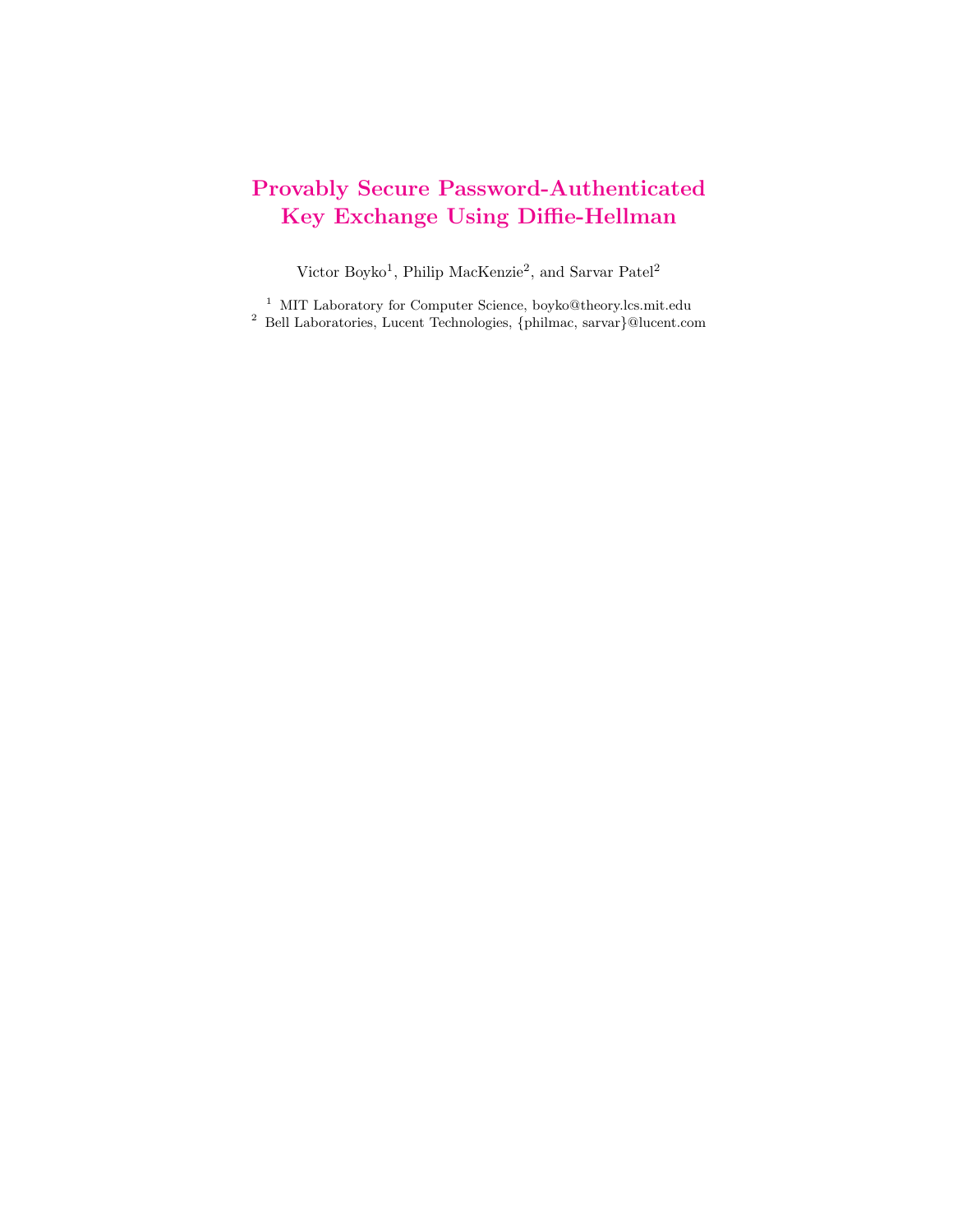# Provably Secure Password-Authenticated Key Exchange Using Diffie-Hellman

Victor Boyko[1], Philip MacKenzie[2], and Sarvar Patel[2]

[1] MIT Laboratory for Computer Science, boyko@theory.lcs.mit.edu
[2] Bell Laboratories, Lucent Technologies, {philmac, sarvar}@lucent.com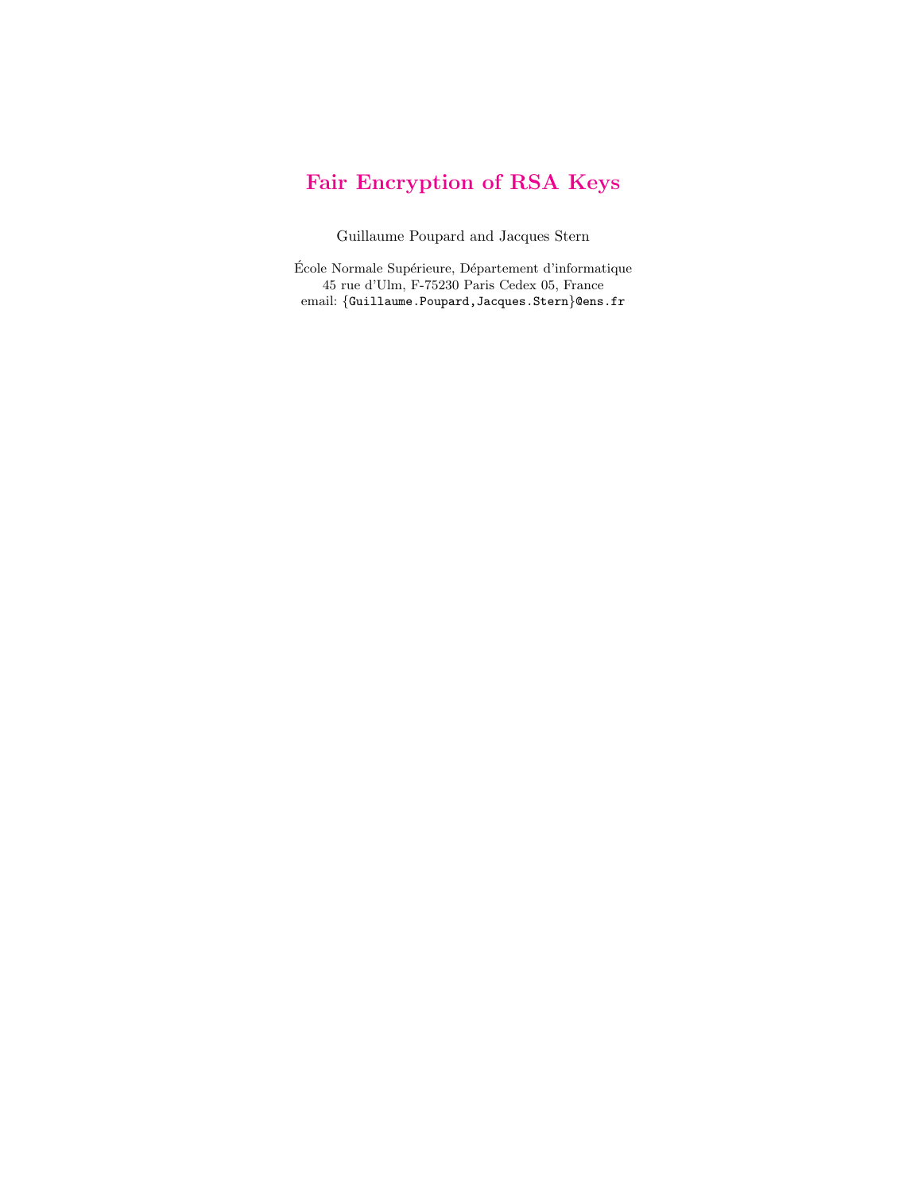# Fair Encryption of RSA Keys

Guillaume Poupard and Jacques Stern

École Normale Supérieure, Département d'informatique
45 rue d'Ulm, F-75230 Paris Cedex 05, France
email: {Guillaume.Poupard,Jacques.Stern}@ens.fr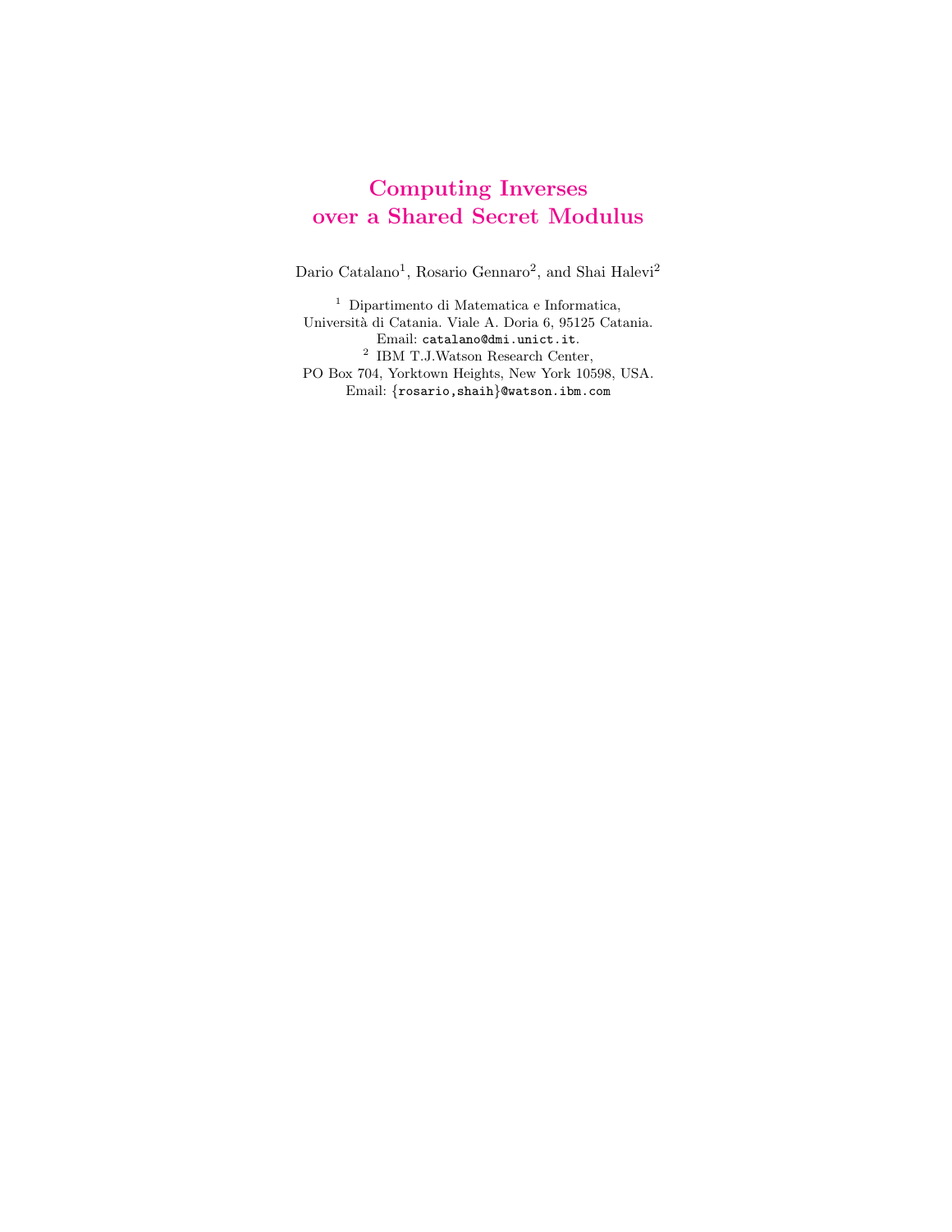# Computing Inverses over a Shared Secret Modulus

Dario Catalano[1], Rosario Gennaro[2], and Shai Halevi[2]

[1] Dipartimento di Matematica e Informatica,
Università di Catania. Viale A. Doria 6, 95125 Catania.
Email: catalano@dmi.unict.it.

[2] IBM T.J.Watson Research Center,
PO Box 704, Yorktown Heights, New York 10598, USA.
Email: {rosario,shaih}@watson.ibm.com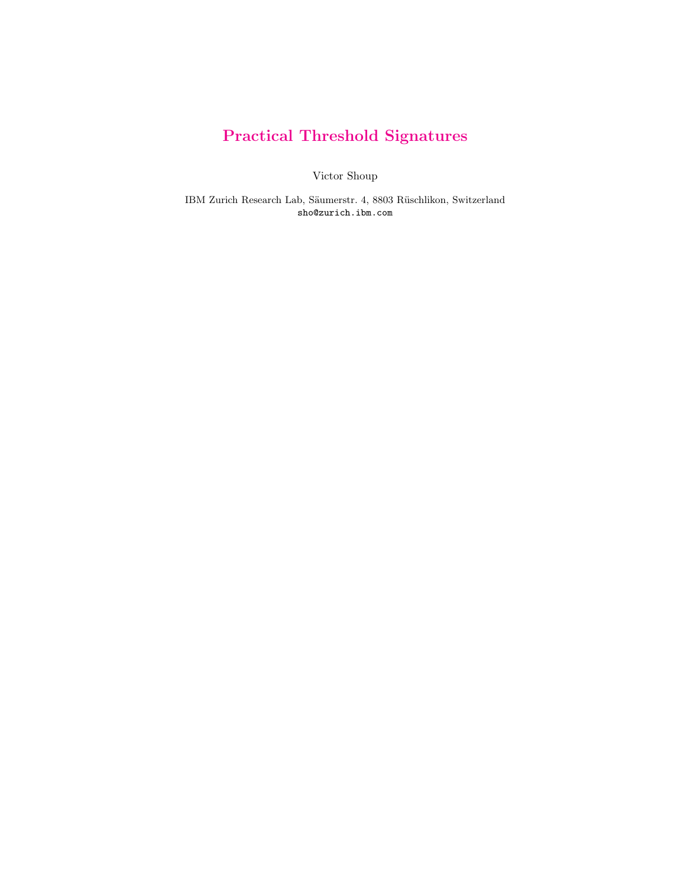# Practical Threshold Signatures

Victor Shoup

IBM Zurich Research Lab, Säumerstr. 4, 8803 Rüschlikon, Switzerland
sho@zurich.ibm.com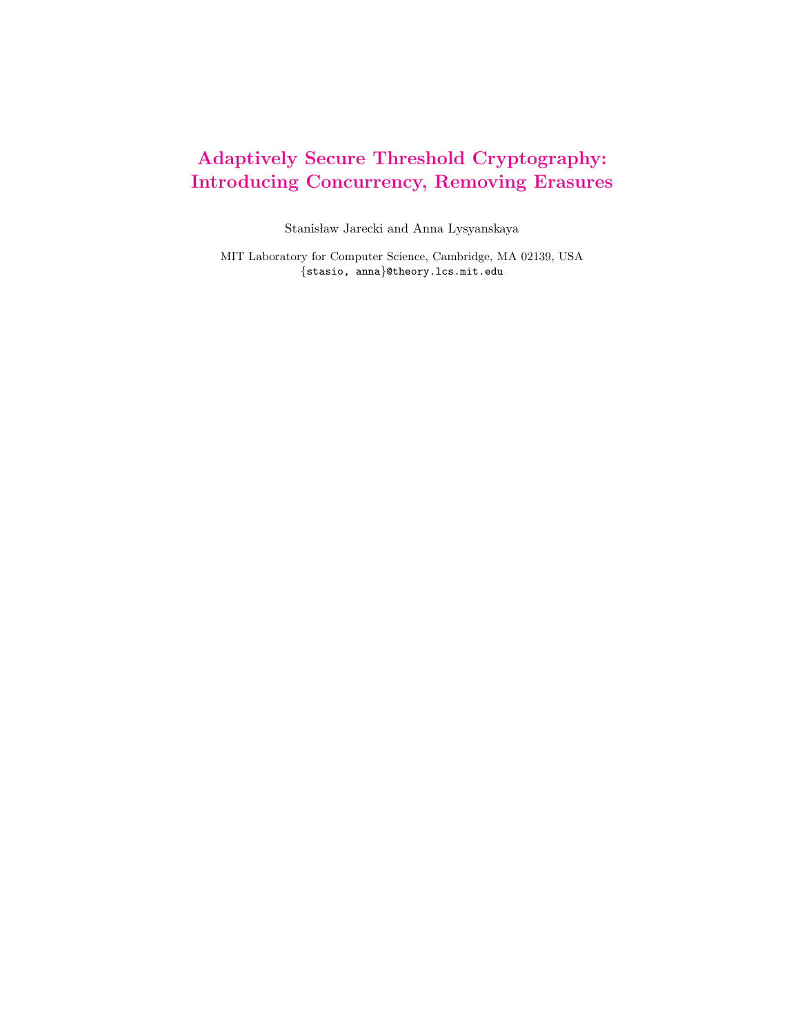# Adaptively Secure Threshold Cryptography: Introducing Concurrency, Removing Erasures

Stanisław Jarecki and Anna Lysyanskaya

MIT Laboratory for Computer Science, Cambridge, MA 02139, USA
{stasio, anna}@theory.lcs.mit.edu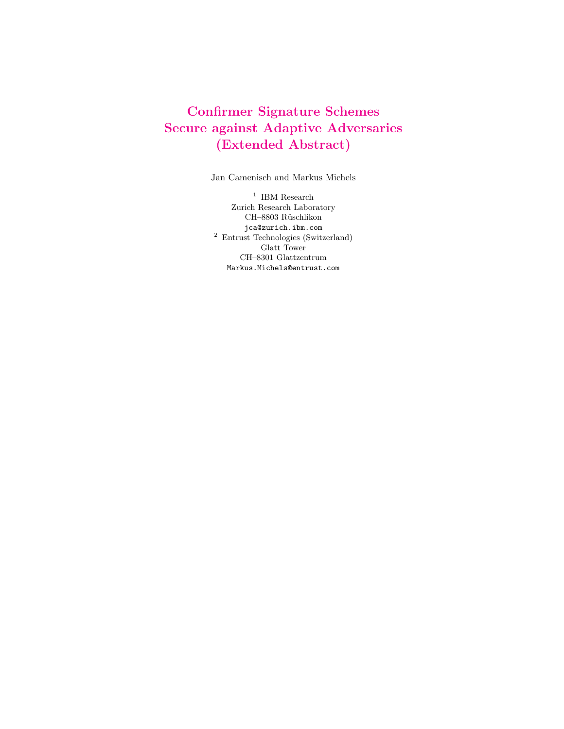# Confirmer Signature Schemes Secure against Adaptive Adversaries (Extended Abstract)

Jan Camenisch and Markus Michels

[1] IBM Research
Zurich Research Laboratory
CH–8803 Rüschlikon
jca@zurich.ibm.com

[2] Entrust Technologies (Switzerland)
Glatt Tower
CH–8301 Glattzentrum
Markus.Michels@entrust.com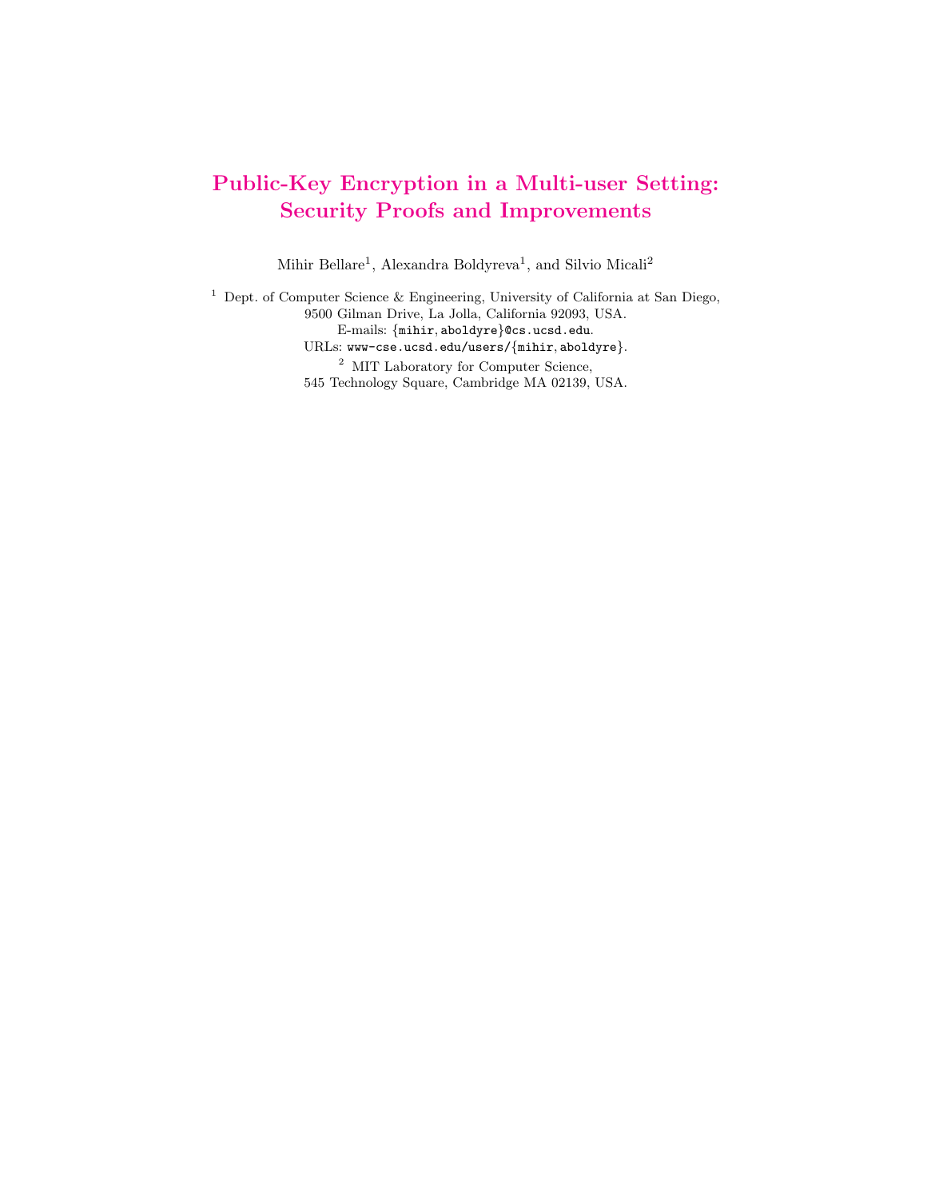# Public-Key Encryption in a Multi-user Setting: Security Proofs and Improvements

Mihir Bellare[1], Alexandra Boldyreva[1], and Silvio Micali[2]

[1] Dept. of Computer Science & Engineering, University of California at San Diego, 9500 Gilman Drive, La Jolla, California 92093, USA.
E-mails: {mihir, aboldyre}@cs.ucsd.edu.
URLs: www-cse.ucsd.edu/users/{mihir, aboldyre}.

[2] MIT Laboratory for Computer Science, 545 Technology Square, Cambridge MA 02139, USA.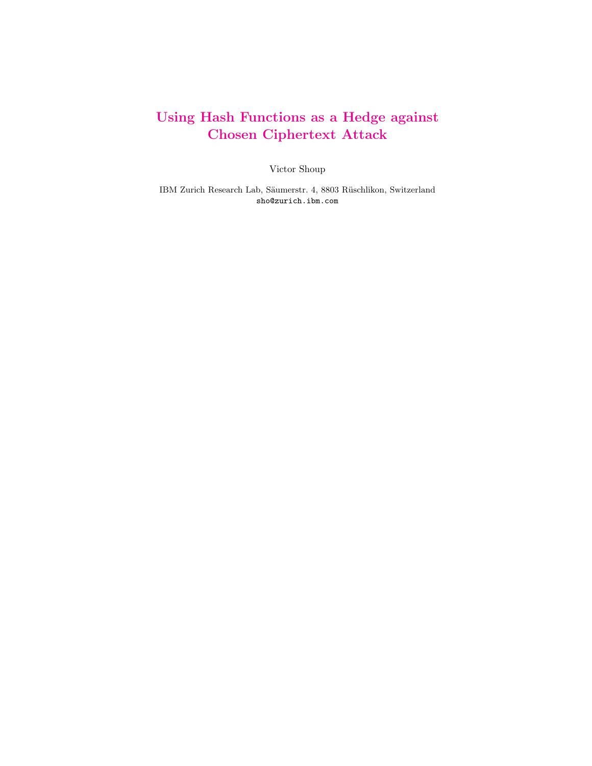# Using Hash Functions as a Hedge against Chosen Ciphertext Attack

Victor Shoup

IBM Zurich Research Lab, Säumerstr. 4, 8803 Rüschlikon, Switzerland
sho@zurich.ibm.com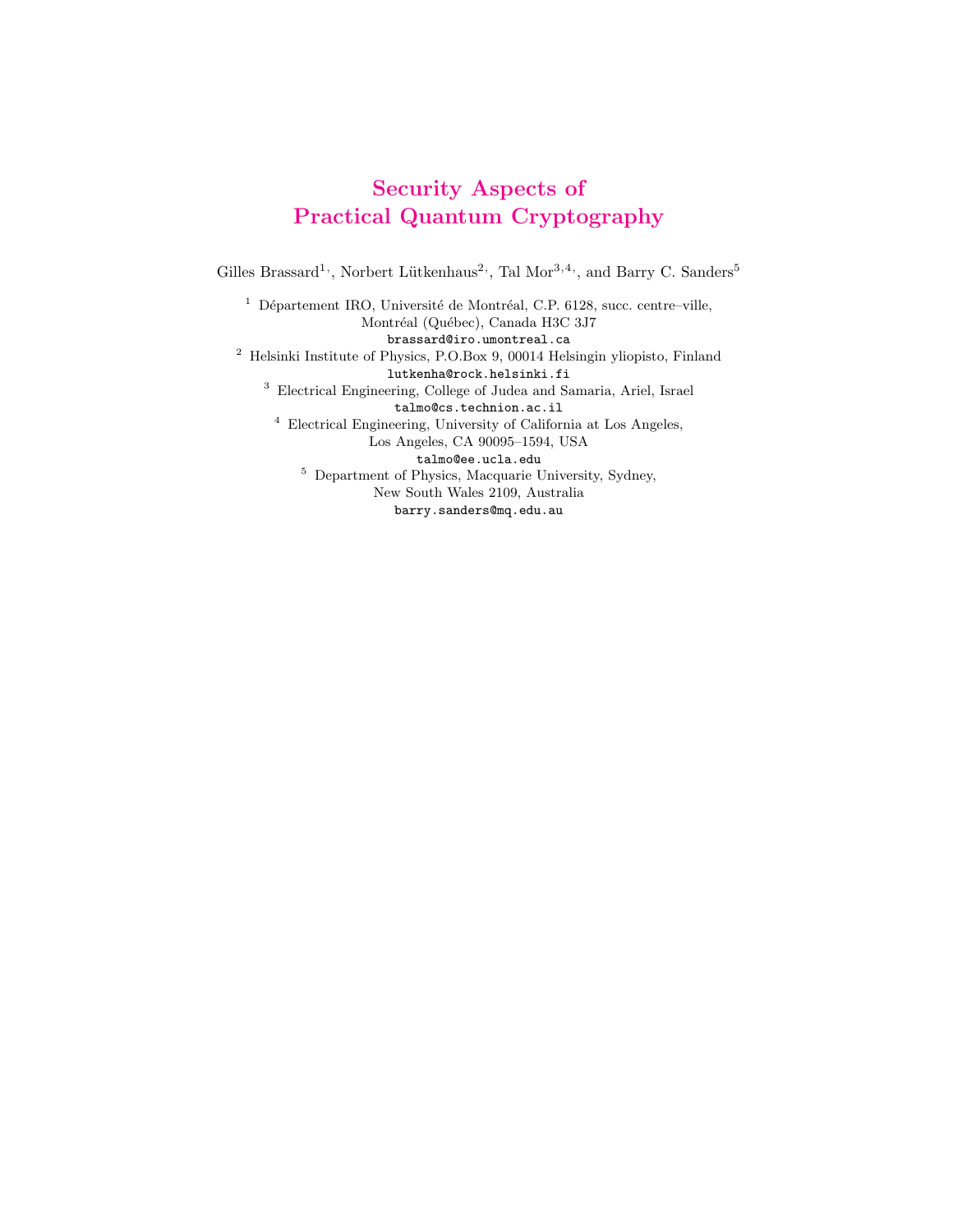# Security Aspects of Practical Quantum Cryptography

Gilles Brassard[1], Norbert Lütkenhaus[2], Tal Mor[3,4], and Barry C. Sanders[5]

[1] Département IRO, Université de Montréal, C.P. 6128, succ. centre–ville, Montréal (Québec), Canada H3C 3J7
brassard@iro.umontreal.ca

[2] Helsinki Institute of Physics, P.O.Box 9, 00014 Helsingin yliopisto, Finland
lutkenha@rock.helsinki.fi

[3] Electrical Engineering, College of Judea and Samaria, Ariel, Israel
talmo@cs.technion.ac.il

[4] Electrical Engineering, University of California at Los Angeles, Los Angeles, CA 90095–1594, USA
talmo@ee.ucla.edu

[5] Department of Physics, Macquarie University, Sydney, New South Wales 2109, Australia
barry.sanders@mq.edu.au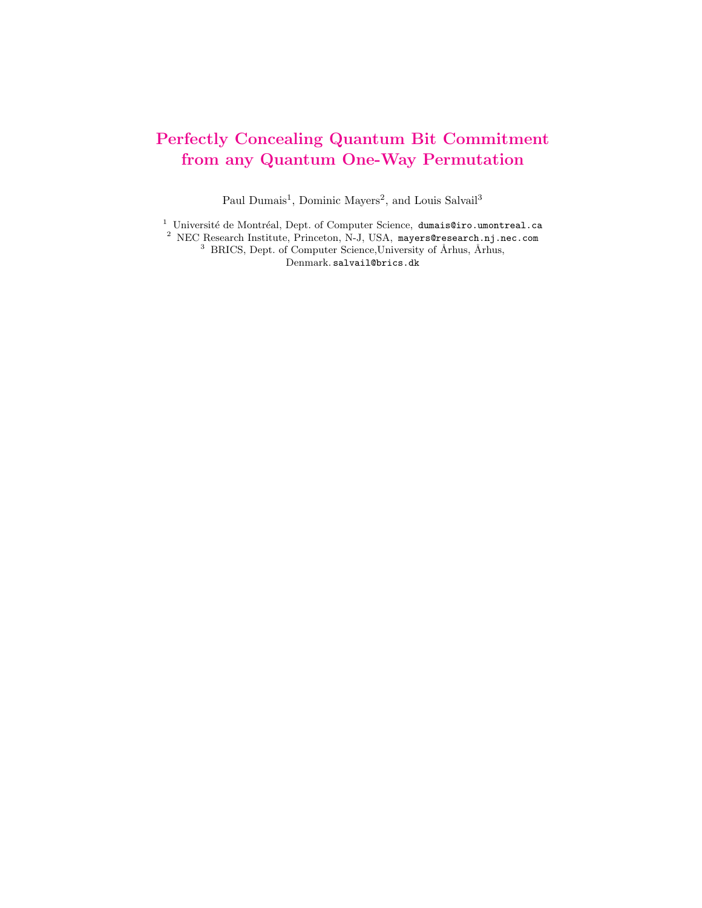# Perfectly Concealing Quantum Bit Commitment from any Quantum One-Way Permutation

Paul Dumais[1], Dominic Mayers[2], and Louis Salvail[3]

[1] Université de Montréal, Dept. of Computer Science, dumais@iro.umontreal.ca
[2] NEC Research Institute, Princeton, N-J, USA, mayers@research.nj.nec.com
[3] BRICS, Dept. of Computer Science,University of Århus, Århus, Denmark. salvail@brics.dk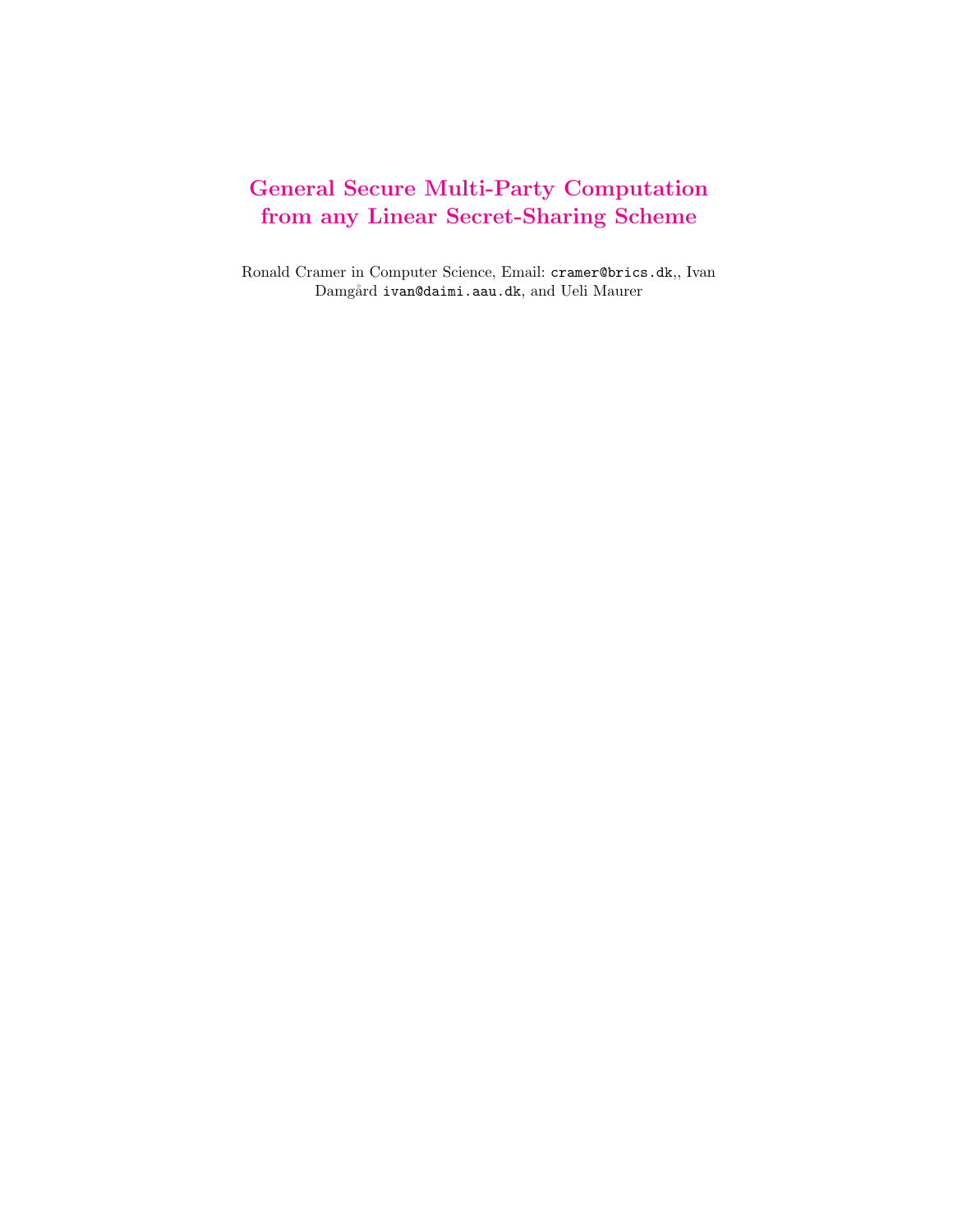# General Secure Multi-Party Computation from any Linear Secret-Sharing Scheme

Ronald Cramer in Computer Science, Email: cramer@brics.dk,, Ivan Damgård ivan@daimi.aau.dk, and Ueli Maurer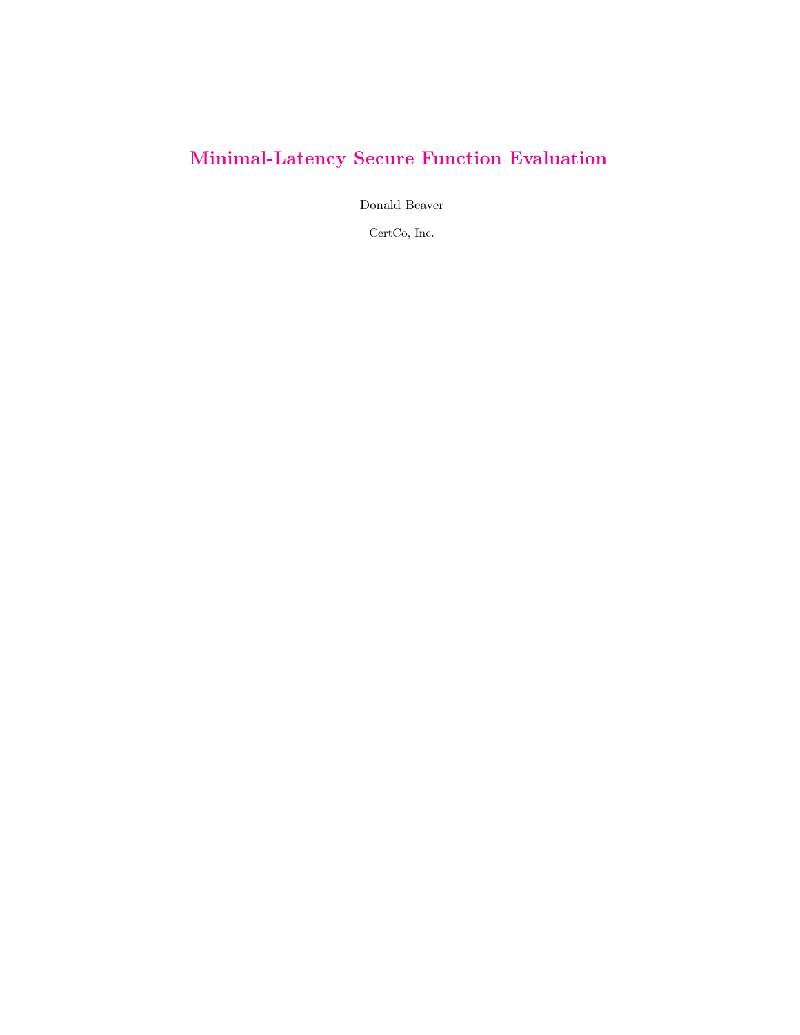# Minimal-Latency Secure Function Evaluation

Donald Beaver

CertCo, Inc.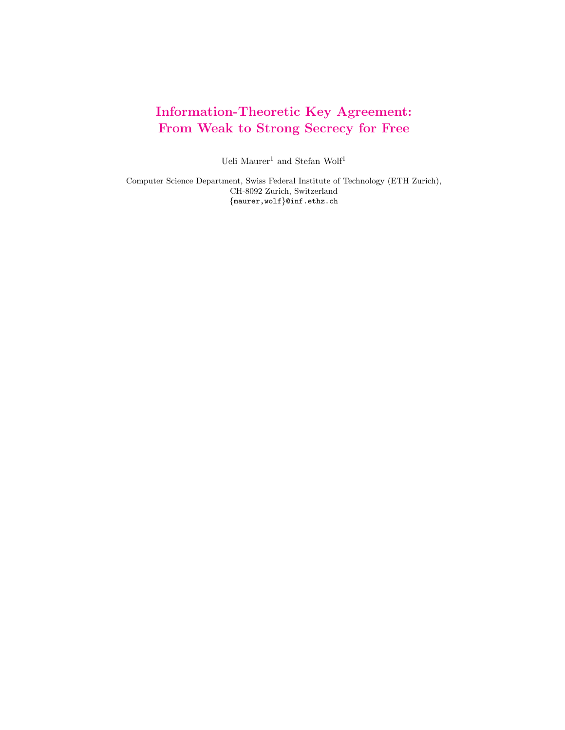# Information-Theoretic Key Agreement: From Weak to Strong Secrecy for Free

Ueli Maurer[1] and Stefan Wolf[1]

Computer Science Department, Swiss Federal Institute of Technology (ETH Zurich), CH-8092 Zurich, Switzerland
{maurer,wolf}@inf.ethz.ch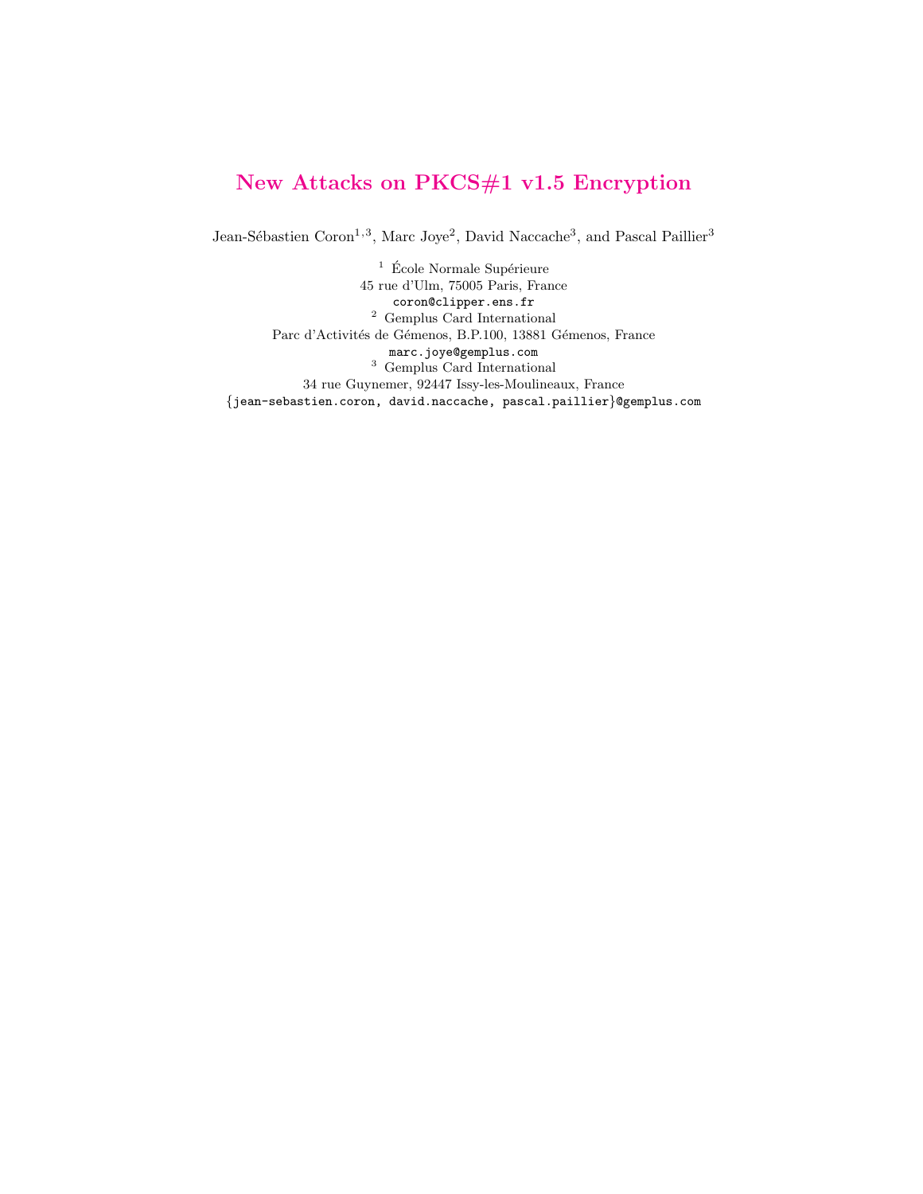# New Attacks on PKCS#1 v1.5 Encryption

Jean-Sébastien Coron[1,3], Marc Joye[2], David Naccache[3], and Pascal Paillier[3]

[1] École Normale Supérieure
45 rue d'Ulm, 75005 Paris, France
coron@clipper.ens.fr

[2] Gemplus Card International
Parc d'Activités de Gémenos, B.P.100, 13881 Gémenos, France
marc.joye@gemplus.com

[3] Gemplus Card International
34 rue Guynemer, 92447 Issy-les-Moulineaux, France
{jean-sebastien.coron, david.naccache, pascal.paillier}@gemplus.com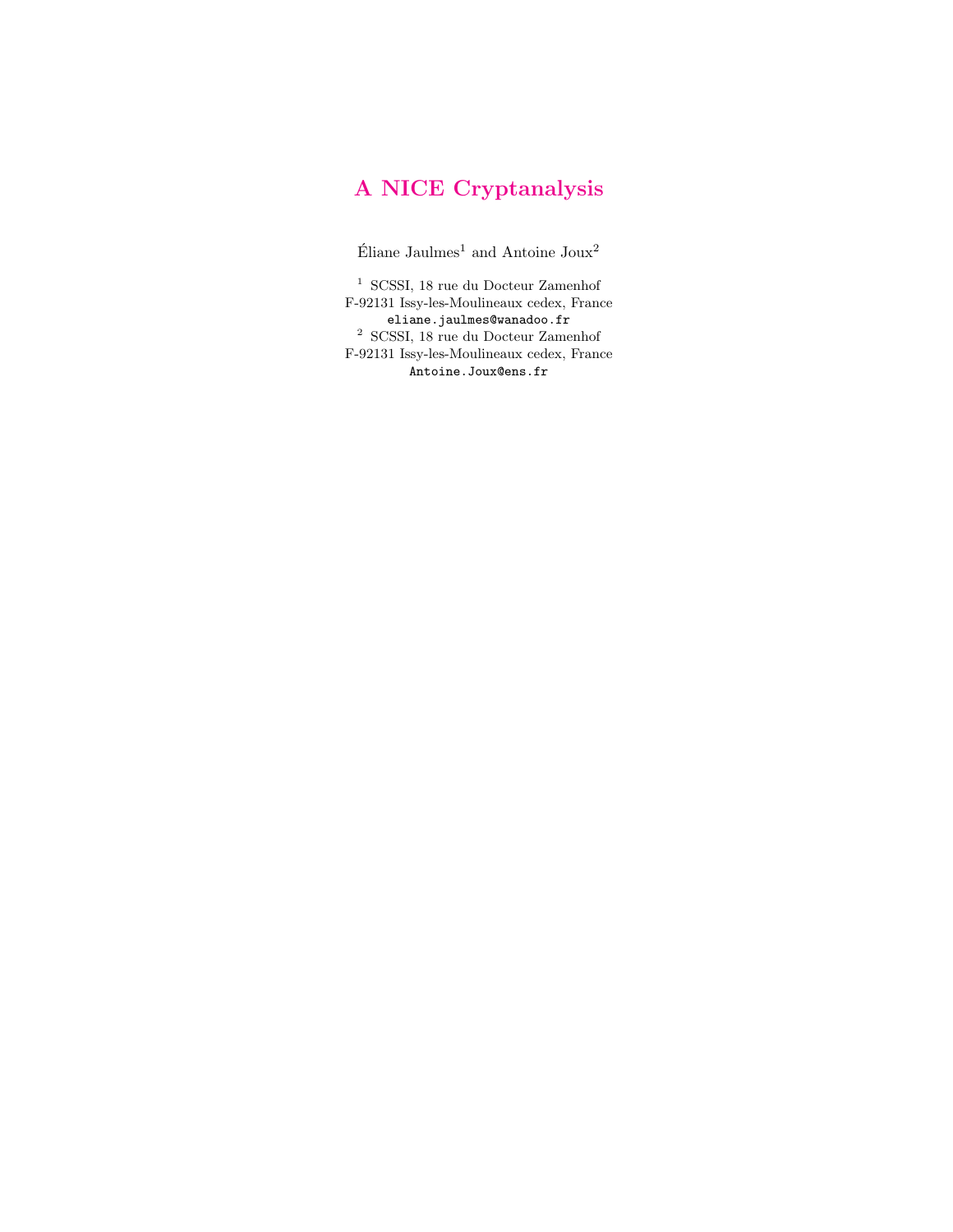# A NICE Cryptanalysis

Éliane Jaulmes[1] and Antoine Joux[2]

[1] SCSSI, 18 rue du Docteur Zamenhof
F-92131 Issy-les-Moulineaux cedex, France
eliane.jaulmes@wanadoo.fr

[2] SCSSI, 18 rue du Docteur Zamenhof
F-92131 Issy-les-Moulineaux cedex, France
Antoine.Joux@ens.fr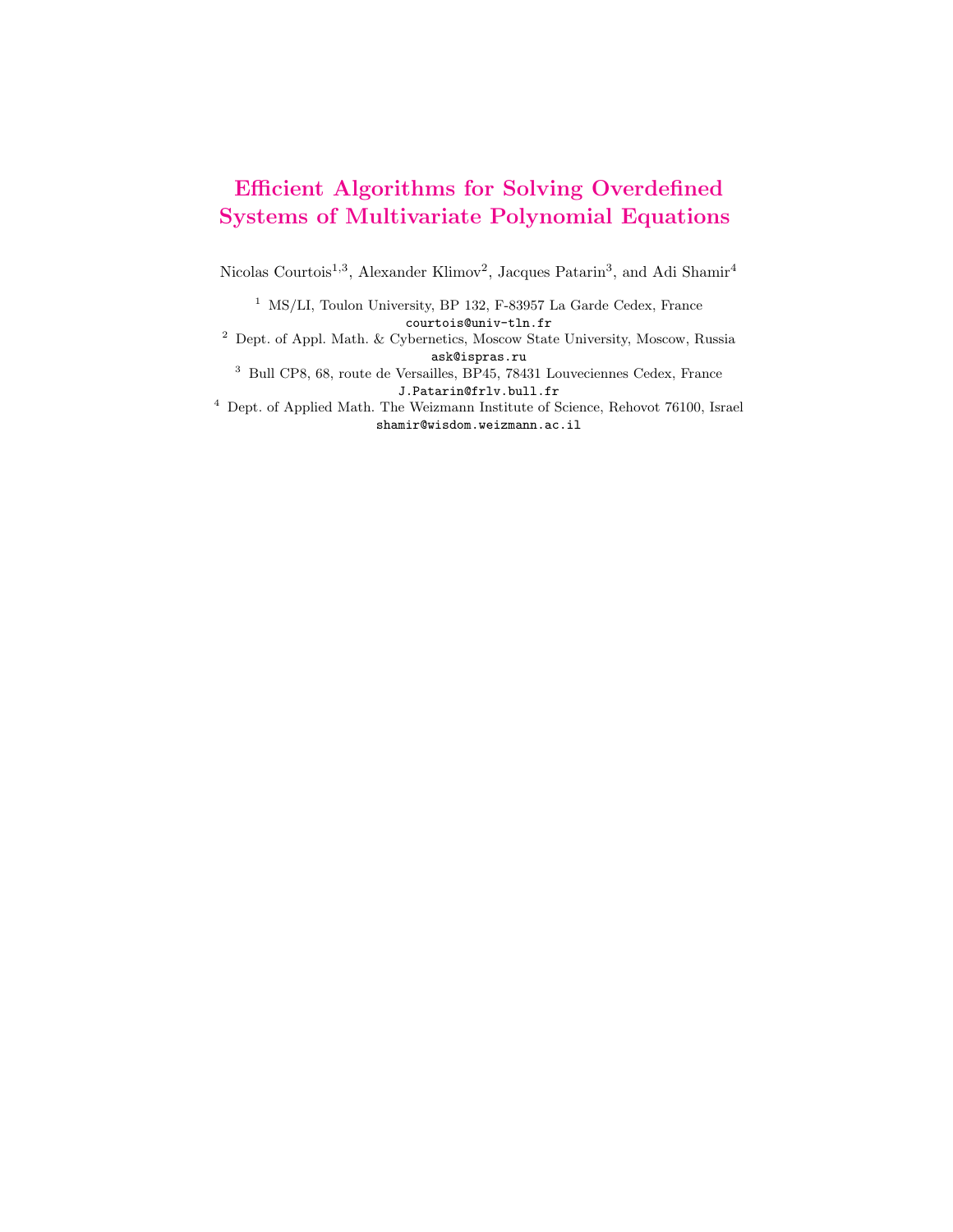# Efficient Algorithms for Solving Overdefined Systems of Multivariate Polynomial Equations

Nicolas Courtois[1,3], Alexander Klimov[2], Jacques Patarin[3], and Adi Shamir[4]

[1] MS/LI, Toulon University, BP 132, F-83957 La Garde Cedex, France
courtois@univ-tln.fr

[2] Dept. of Appl. Math. & Cybernetics, Moscow State University, Moscow, Russia
ask@ispras.ru

[3] Bull CP8, 68, route de Versailles, BP45, 78431 Louveciennes Cedex, France
J.Patarin@frlv.bull.fr

[4] Dept. of Applied Math. The Weizmann Institute of Science, Rehovot 76100, Israel
shamir@wisdom.weizmann.ac.il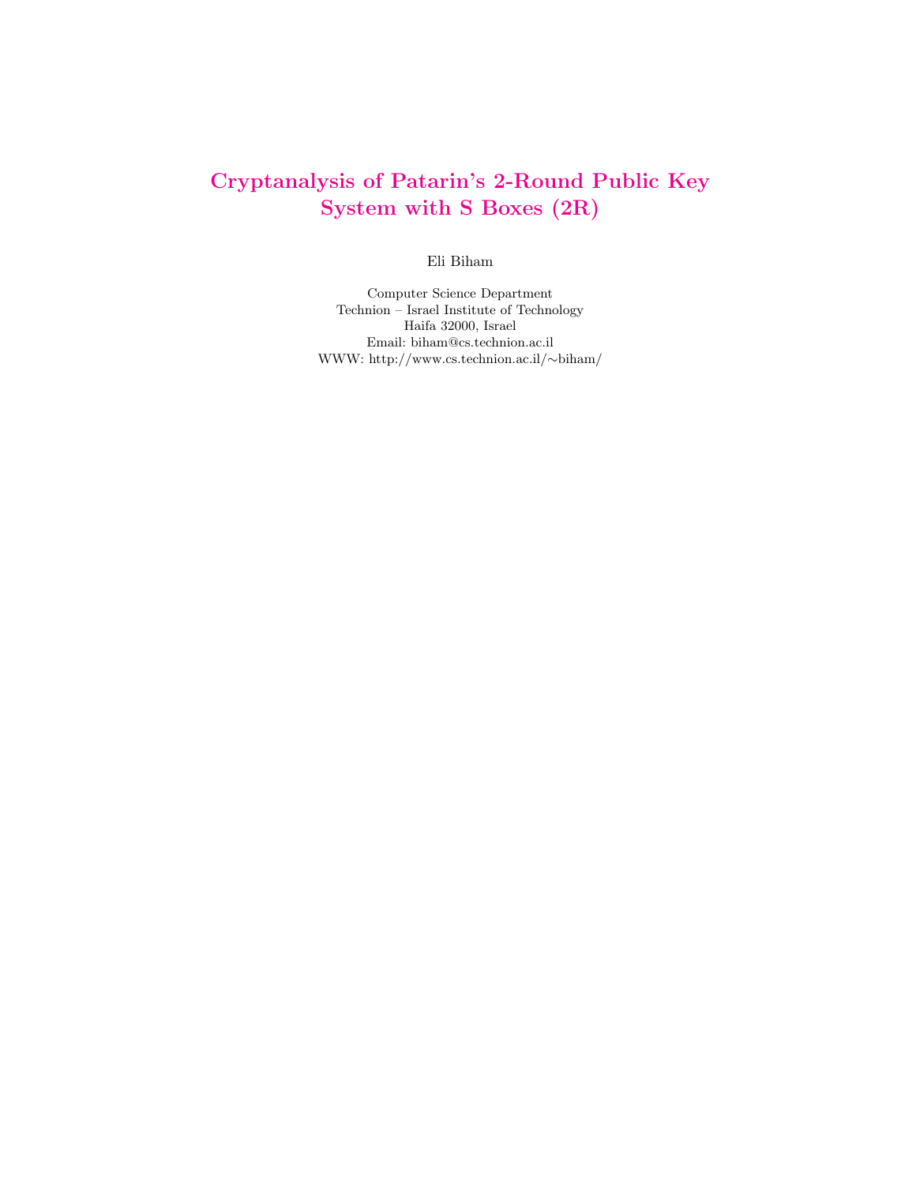# Cryptanalysis of Patarin's 2-Round Public Key System with S Boxes (2R)

Eli Biham

Computer Science Department
Technion – Israel Institute of Technology
Haifa 32000, Israel
Email: biham@cs.technion.ac.il
WWW: http://www.cs.technion.ac.il/∼biham/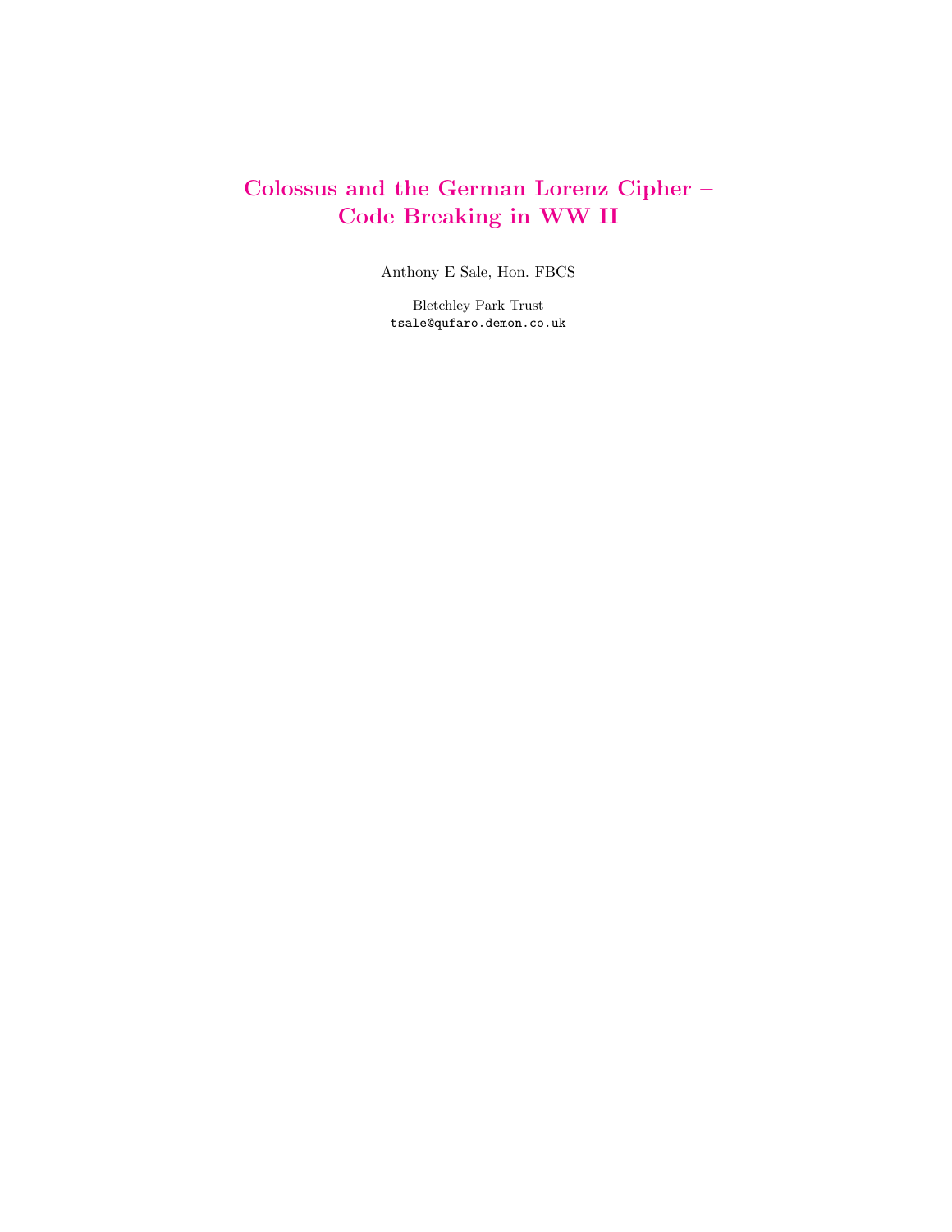# Colossus and the German Lorenz Cipher – Code Breaking in WW II

Anthony E Sale, Hon. FBCS

Bletchley Park Trust
tsale@qufaro.demon.co.uk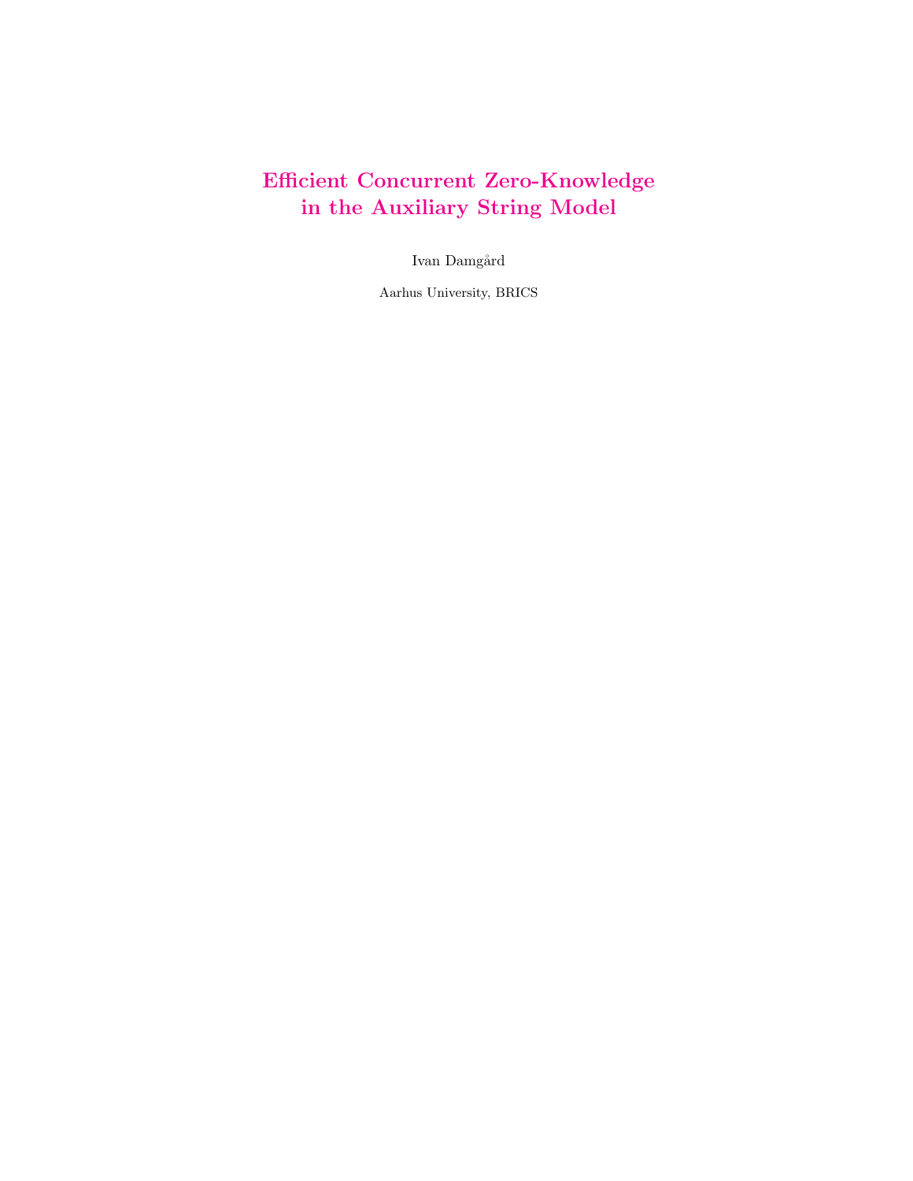# Efficient Concurrent Zero-Knowledge in the Auxiliary String Model

Ivan Damgård

Aarhus University, BRICS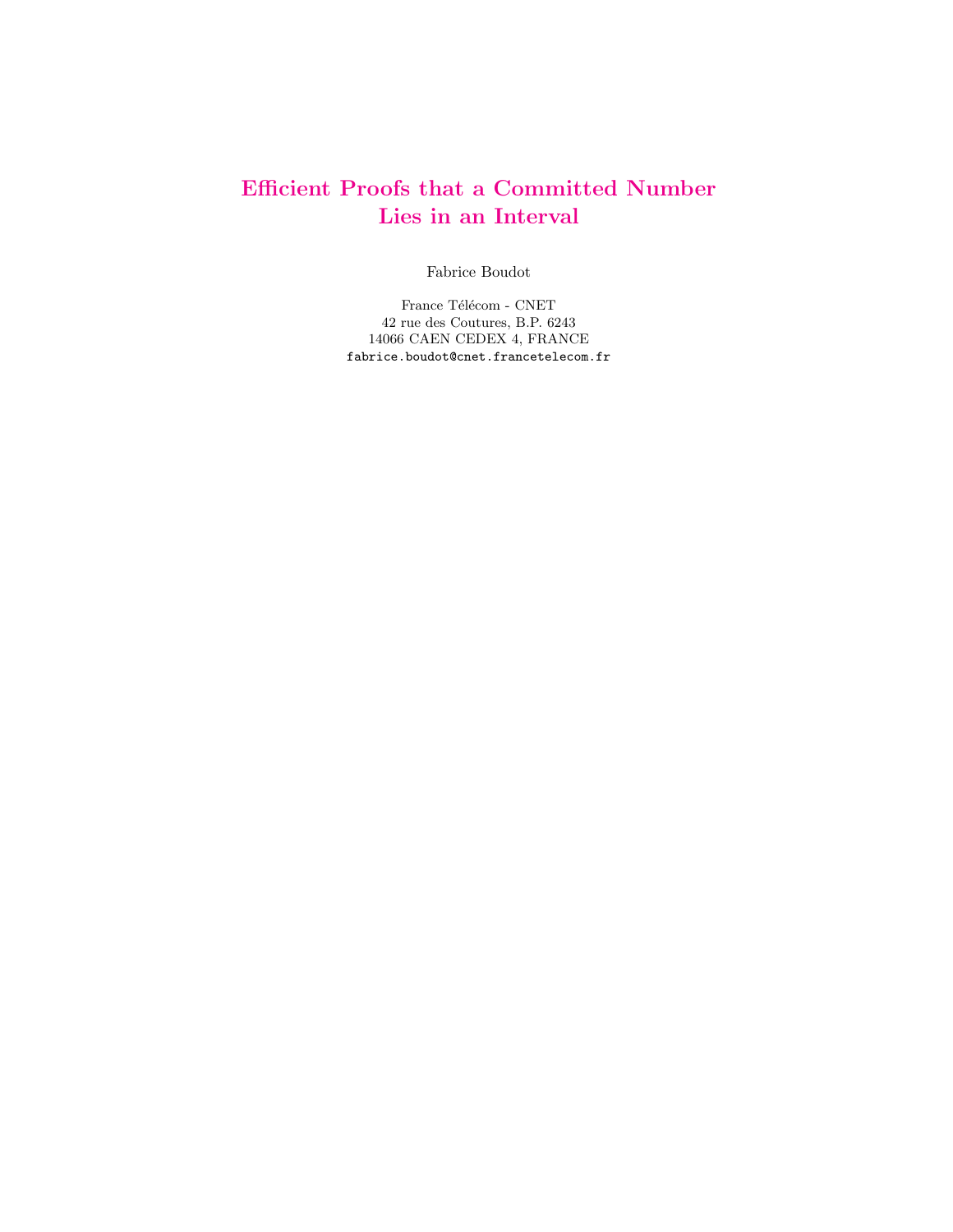# Efficient Proofs that a Committed Number Lies in an Interval

Fabrice Boudot

France Télécom - CNET
42 rue des Coutures, B.P. 6243
14066 CAEN CEDEX 4, FRANCE
fabrice.boudot@cnet.francetelecom.fr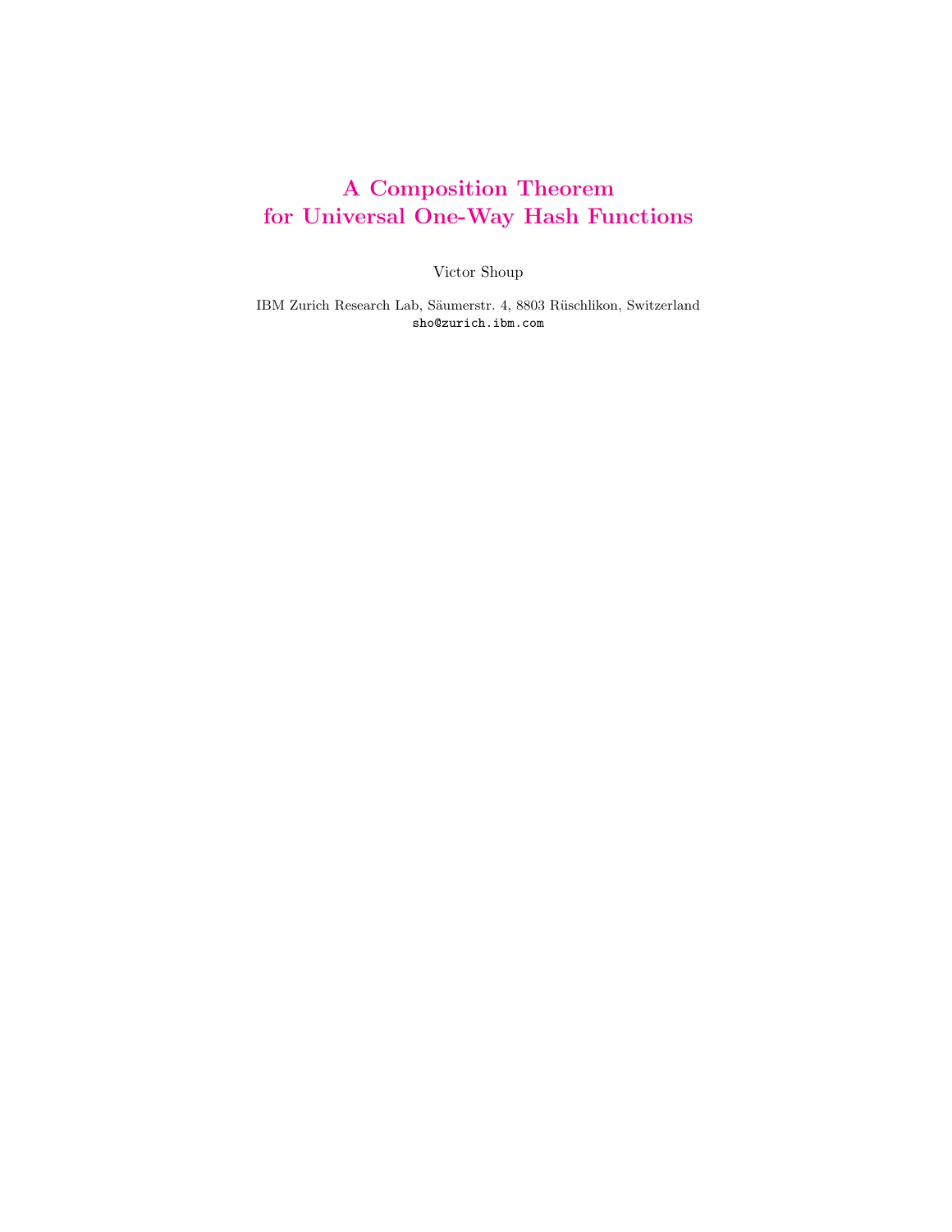# A Composition Theorem for Universal One-Way Hash Functions

Victor Shoup

IBM Zurich Research Lab, Säumerstr. 4, 8803 Rüschlikon, Switzerland
sho@zurich.ibm.com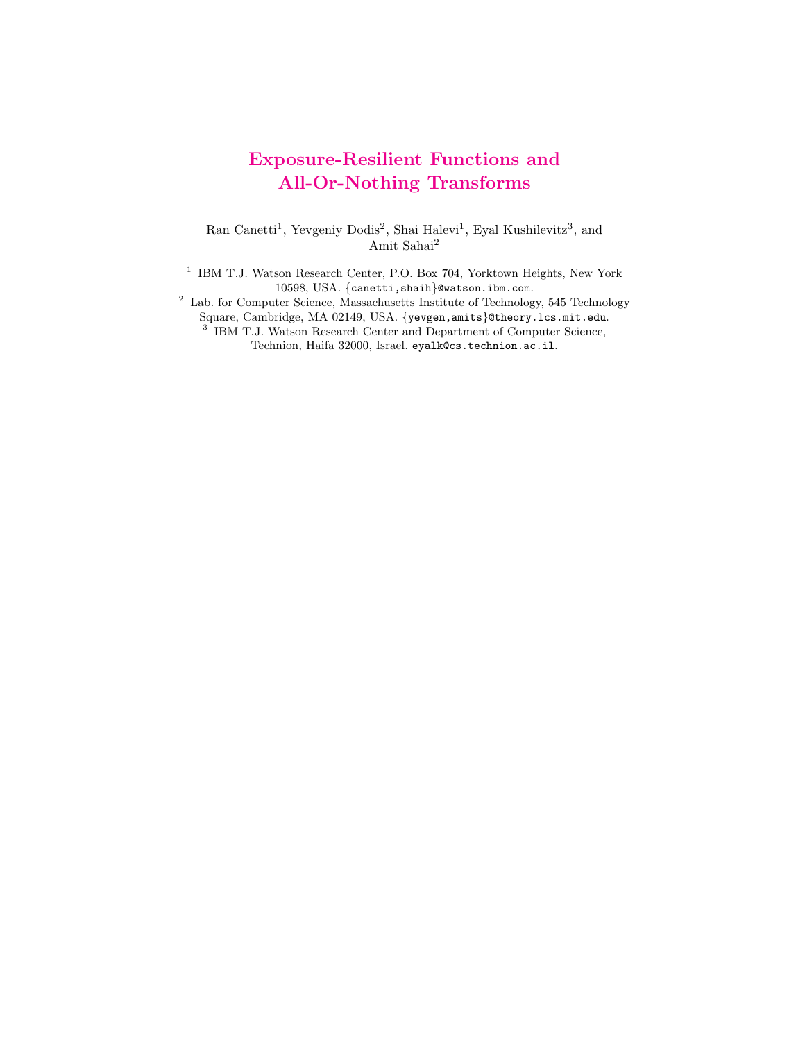# Exposure-Resilient Functions and All-Or-Nothing Transforms

Ran Canetti[1], Yevgeniy Dodis[2], Shai Halevi[1], Eyal Kushilevitz[3], and Amit Sahai[2]

[1] IBM T.J. Watson Research Center, P.O. Box 704, Yorktown Heights, New York 10598, USA. {canetti,shaih}@watson.ibm.com.

[2] Lab. for Computer Science, Massachusetts Institute of Technology, 545 Technology Square, Cambridge, MA 02149, USA. {yevgen,amits}@theory.lcs.mit.edu.

[3] IBM T.J. Watson Research Center and Department of Computer Science, Technion, Haifa 32000, Israel. eyalk@cs.technion.ac.il.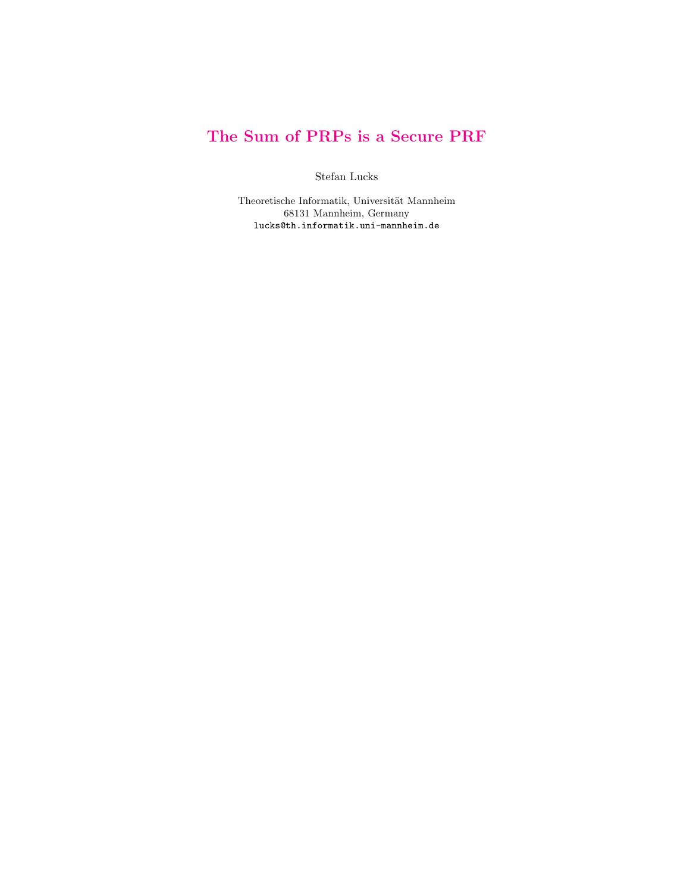# The Sum of PRPs is a Secure PRF

Stefan Lucks

Theoretische Informatik, Universität Mannheim
68131 Mannheim, Germany
lucks@th.informatik.uni-mannheim.de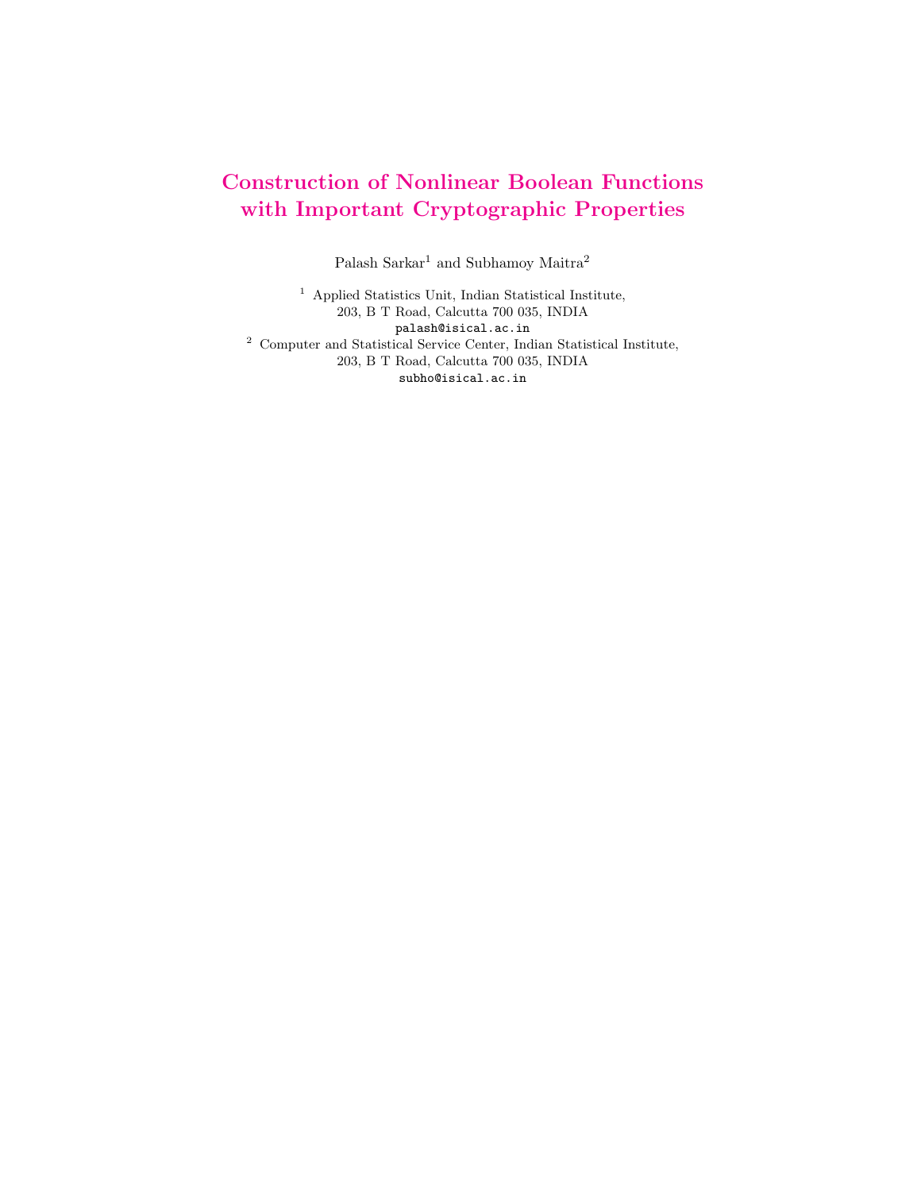# Construction of Nonlinear Boolean Functions with Important Cryptographic Properties

Palash Sarkar[1] and Subhamoy Maitra[2]

[1] Applied Statistics Unit, Indian Statistical Institute,
203, B T Road, Calcutta 700 035, INDIA
palash@isical.ac.in

[2] Computer and Statistical Service Center, Indian Statistical Institute,
203, B T Road, Calcutta 700 035, INDIA
subho@isical.ac.in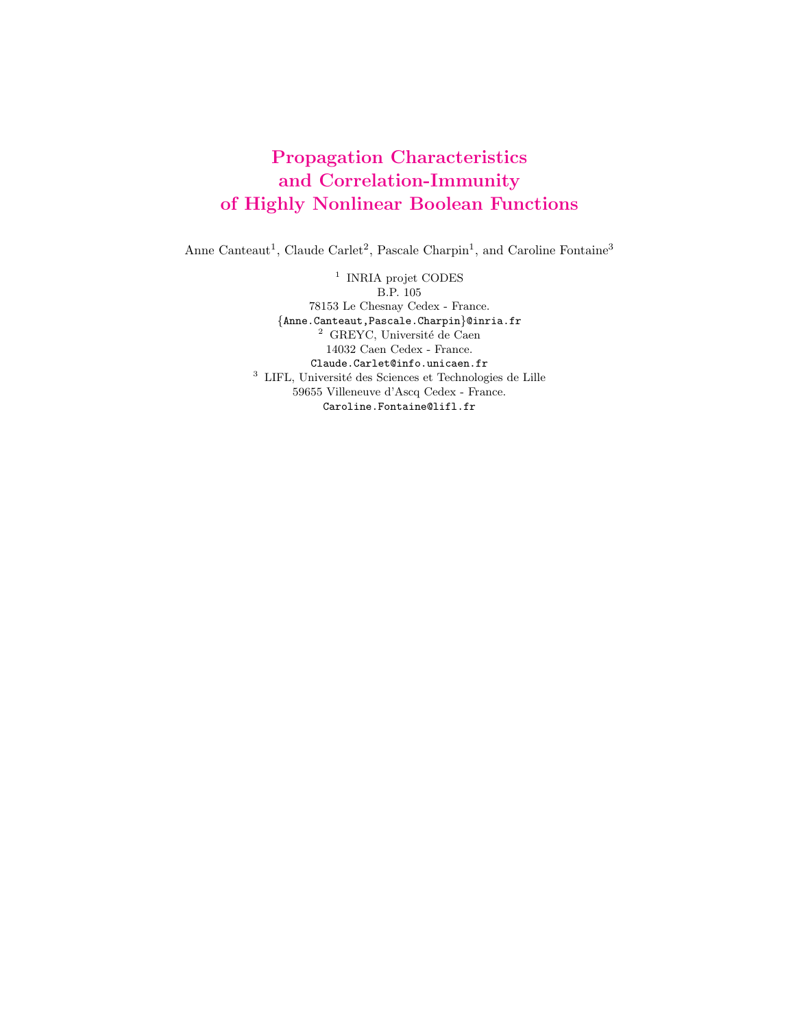# Propagation Characteristics and Correlation-Immunity of Highly Nonlinear Boolean Functions

Anne Canteaut[1], Claude Carlet[2], Pascale Charpin[1], and Caroline Fontaine[3]

[1] INRIA projet CODES  
B.P. 105  
78153 Le Chesnay Cedex - France.  
{Anne.Canteaut,Pascale.Charpin}@inria.fr

[2] GREYC, Université de Caen  
14032 Caen Cedex - France.  
Claude.Carlet@info.unicaen.fr

[3] LIFL, Université des Sciences et Technologies de Lille  
59655 Villeneuve d'Ascq Cedex - France.  
Caroline.Fontaine@lifl.fr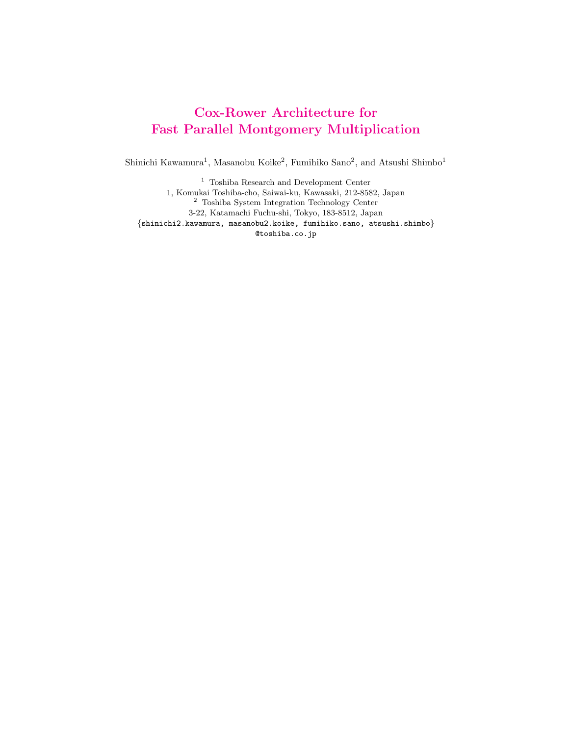# Cox-Rower Architecture for Fast Parallel Montgomery Multiplication

Shinichi Kawamura[1], Masanobu Koike[2], Fumihiko Sano[2], and Atsushi Shimbo[1]

[1] Toshiba Research and Development Center
1, Komukai Toshiba-cho, Saiwai-ku, Kawasaki, 212-8582, Japan
[2] Toshiba System Integration Technology Center
3-22, Katamachi Fuchu-shi, Tokyo, 183-8512, Japan
{shinichi2.kawamura, masanobu2.koike, fumihiko.sano, atsushi.shimbo}
@toshiba.co.jp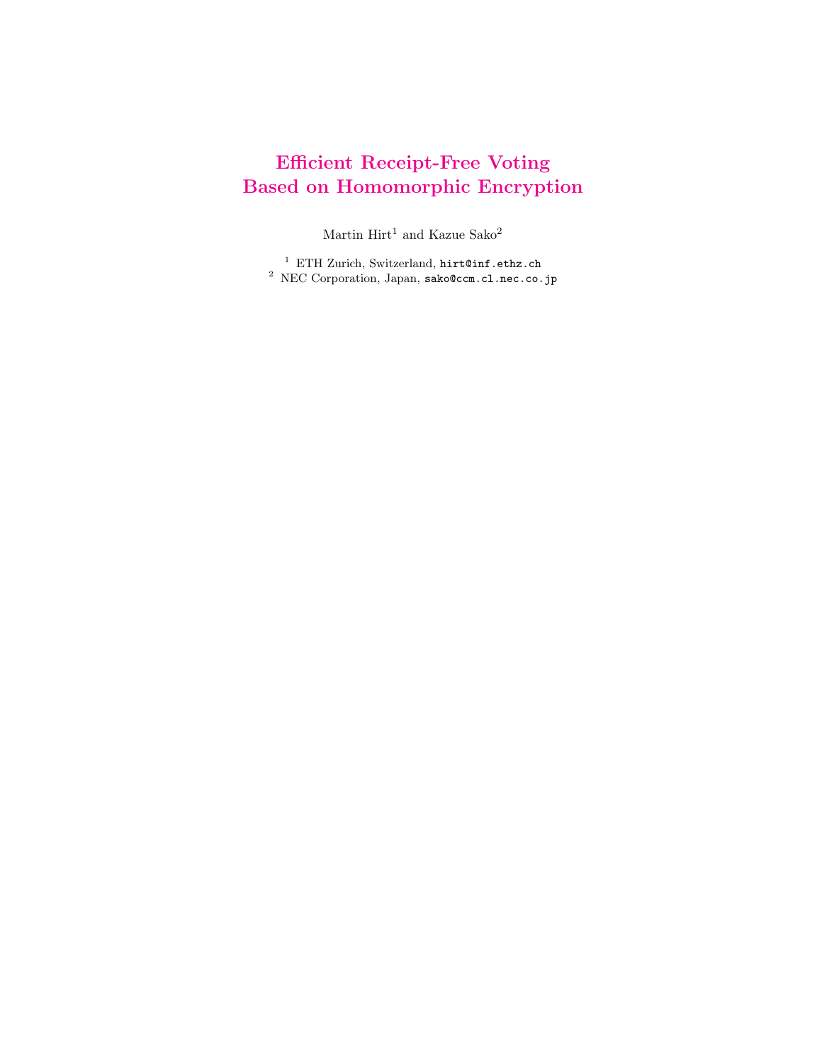# Efficient Receipt-Free Voting
# Based on Homomorphic Encryption

Martin Hirt[1] and Kazue Sako[2]

[1] ETH Zurich, Switzerland, hirt@inf.ethz.ch
[2] NEC Corporation, Japan, sako@ccm.cl.nec.co.jp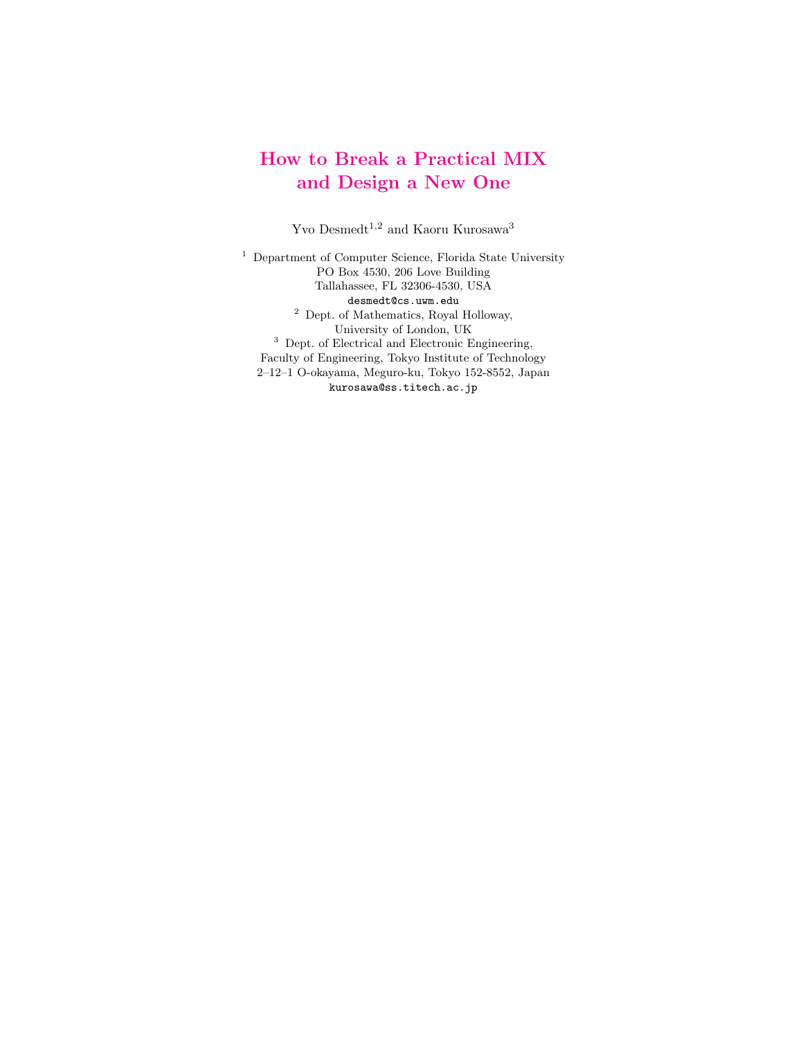# How to Break a Practical MIX and Design a New One

Yvo Desmedt[1,2] and Kaoru Kurosawa[3]

[1] Department of Computer Science, Florida State University
PO Box 4530, 206 Love Building
Tallahassee, FL 32306-4530, USA
desmedt@cs.uwm.edu

[2] Dept. of Mathematics, Royal Holloway,
University of London, UK

[3] Dept. of Electrical and Electronic Engineering,
Faculty of Engineering, Tokyo Institute of Technology
2–12–1 O-okayama, Meguro-ku, Tokyo 152-8552, Japan
kurosawa@ss.titech.ac.jp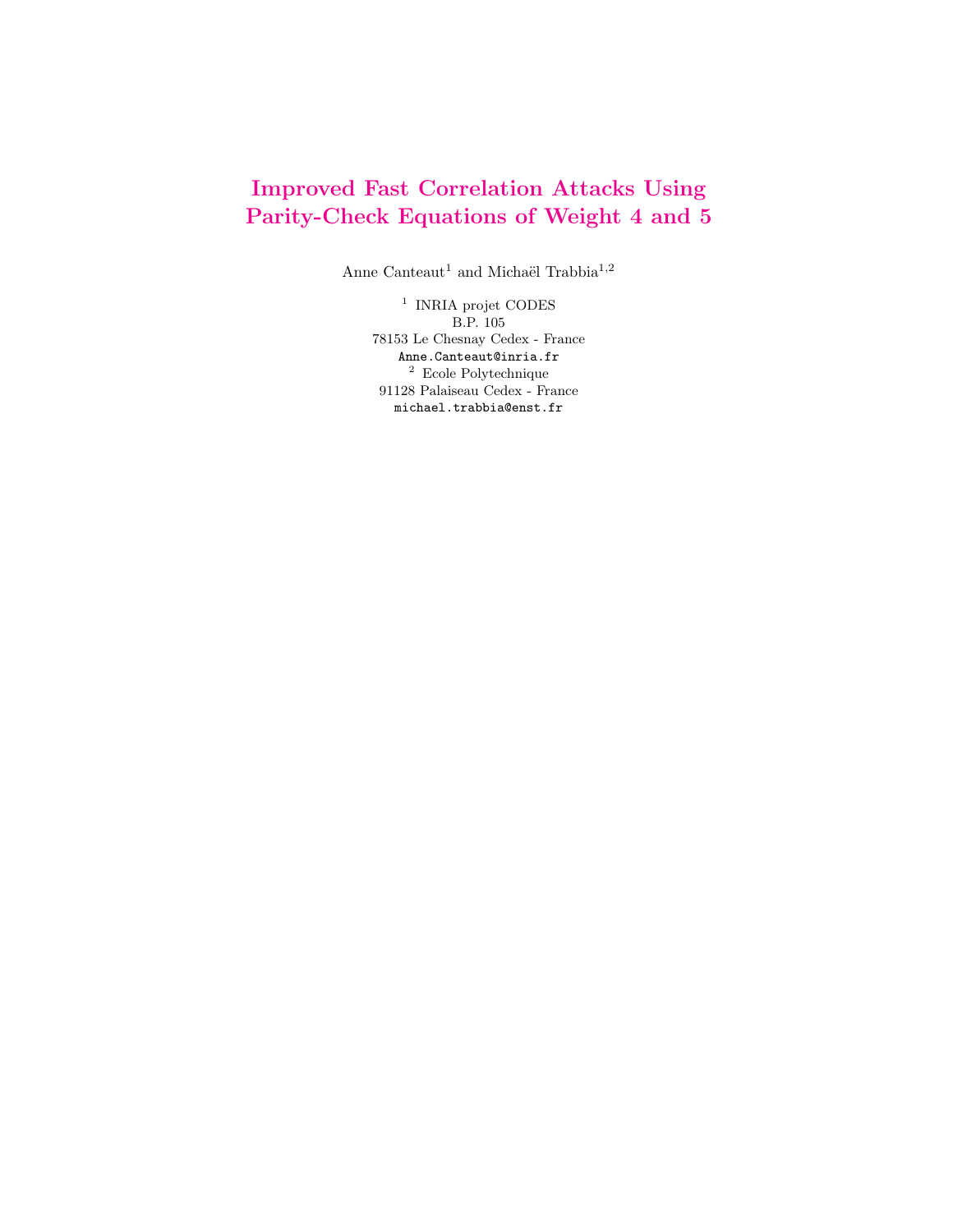# Improved Fast Correlation Attacks Using Parity-Check Equations of Weight 4 and 5

Anne Canteaut[1] and Michaël Trabbia[1,2]

[1] INRIA projet CODES
B.P. 105
78153 Le Chesnay Cedex - France
`Anne.Canteaut@inria.fr`

[2] Ecole Polytechnique
91128 Palaiseau Cedex - France
`michael.trabbia@enst.fr`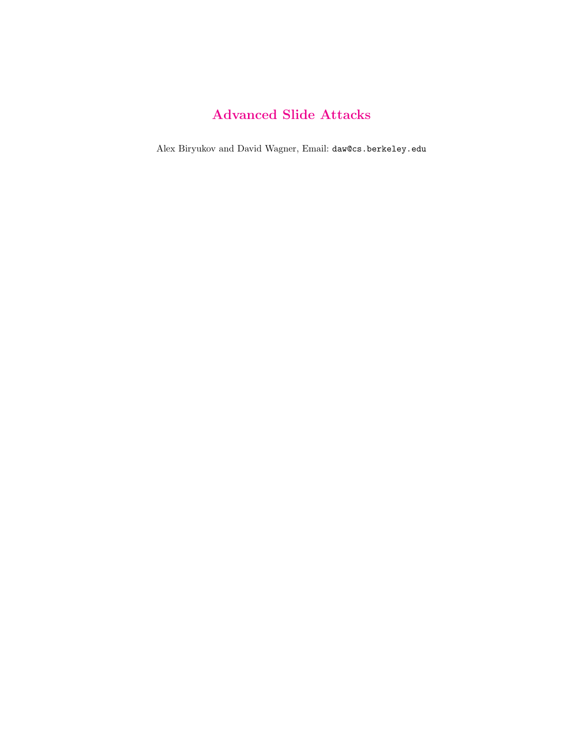# Advanced Slide Attacks

Alex Biryukov and David Wagner, Email: `daw@cs.berkeley.edu`